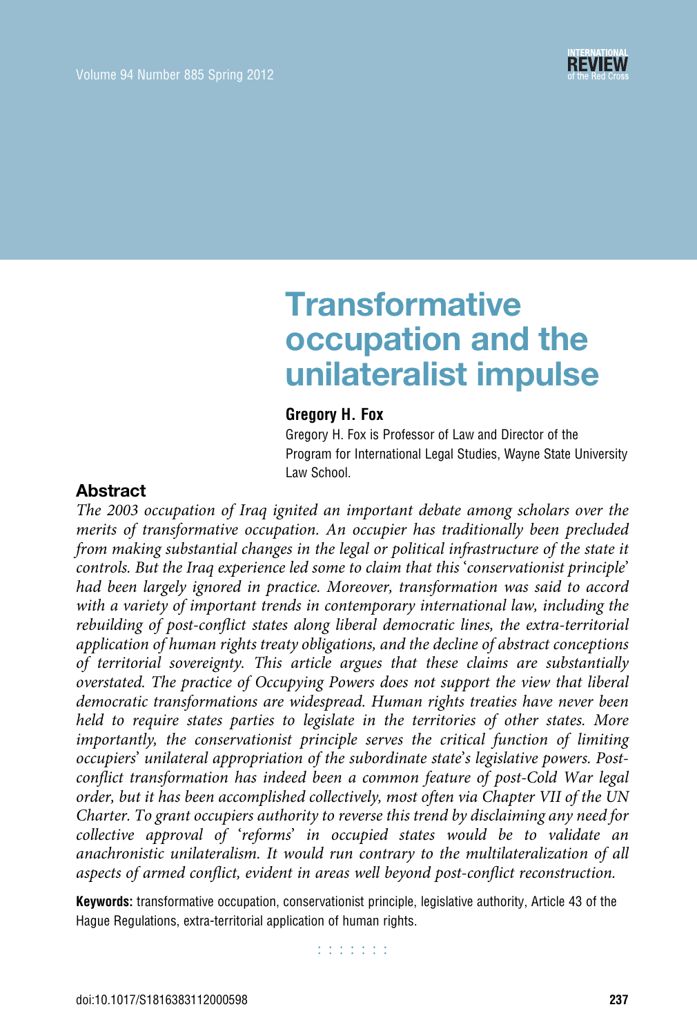# Transformative occupation and the unilateralist impulse

**Gregory H. Fox**

Gregory H. Fox is Professor of Law and Director of the Program for International Legal Studies, Wayne State University Law School.

## Abstract

*The 2003 occupation of Iraq ignited an important debate among scholars over the merits of transformative occupation. An occupier has traditionally been precluded from making substantial changes in the legal or political infrastructure of the state it controls. But the Iraq experience led some to claim that this 'conservationist principle' had been largely ignored in practice. Moreover, transformation was said to accord with a variety of important trends in contemporary international law, including the rebuilding of post-conflict states along liberal democratic lines, the extra-territorial application of human rights treaty obligations, and the decline of abstract conceptions of territorial sovereignty. This article argues that these claims are substantially overstated. The practice of Occupying Powers does not support the view that liberal democratic transformations are widespread. Human rights treaties have never been held to require states parties to legislate in the territories of other states. More importantly, the conservationist principle serves the critical function of limiting occupiers' unilateral appropriation of the subordinate state's legislative powers. Post-conflict transformation has indeed been a common feature of post-Cold War legal order, but it has been accomplished collectively, most often via Chapter VII of the UN Charter. To grant occupiers authority to reverse this trend by disclaiming any need for collective approval of 'reforms' in occupied states would be to validate an anachronistic unilateralism. It would run contrary to the multilateralization of all aspects of armed conflict, evident in areas well beyond post-conflict reconstruction.*

**Keywords:** transformative occupation, conservationist principle, legislative authority, Article 43 of the Hague Regulations, extra-territorial application of human rights.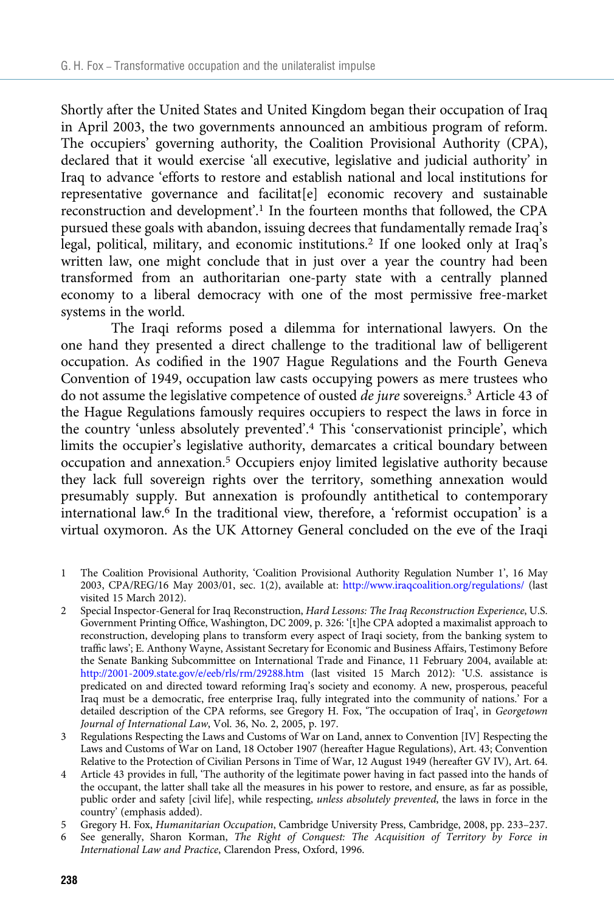Shortly after the United States and United Kingdom began their occupation of Iraq in April 2003, the two governments announced an ambitious program of reform. The occupiers' governing authority, the Coalition Provisional Authority (CPA), declared that it would exercise 'all executive, legislative and judicial authority' in Iraq to advance 'efforts to restore and establish national and local institutions for representative governance and facilitat[e] economic recovery and sustainable reconstruction and development'.[1] In the fourteen months that followed, the CPA pursued these goals with abandon, issuing decrees that fundamentally remade Iraq's legal, political, military, and economic institutions.[2] If one looked only at Iraq's written law, one might conclude that in just over a year the country had been transformed from an authoritarian one-party state with a centrally planned economy to a liberal democracy with one of the most permissive free-market systems in the world.

The Iraqi reforms posed a dilemma for international lawyers. On the one hand they presented a direct challenge to the traditional law of belligerent occupation. As codified in the 1907 Hague Regulations and the Fourth Geneva Convention of 1949, occupation law casts occupying powers as mere trustees who do not assume the legislative competence of ousted *de jure* sovereigns.[3] Article 43 of the Hague Regulations famously requires occupiers to respect the laws in force in the country 'unless absolutely prevented'.[4] This 'conservationist principle', which limits the occupier's legislative authority, demarcates a critical boundary between occupation and annexation.[5] Occupiers enjoy limited legislative authority because they lack full sovereign rights over the territory, something annexation would presumably supply. But annexation is profoundly antithetical to contemporary international law.[6] In the traditional view, therefore, a 'reformist occupation' is a virtual oxymoron. As the UK Attorney General concluded on the eve of the Iraqi

1 The Coalition Provisional Authority, 'Coalition Provisional Authority Regulation Number 1', 16 May 2003, CPA/REG/16 May 2003/01, sec. 1(2), available at: http://www.iraqcoalition.org/regulations/ (last visited 15 March 2012).

2 Special Inspector-General for Iraq Reconstruction, *Hard Lessons: The Iraq Reconstruction Experience*, U.S. Government Printing Office, Washington, DC 2009, p. 326: '[t]he CPA adopted a maximalist approach to reconstruction, developing plans to transform every aspect of Iraqi society, from the banking system to traffic laws'; E. Anthony Wayne, Assistant Secretary for Economic and Business Affairs, Testimony Before the Senate Banking Subcommittee on International Trade and Finance, 11 February 2004, available at: http://2001-2009.state.gov/e/eeb/rls/rm/29288.htm (last visited 15 March 2012): 'U.S. assistance is predicated on and directed toward reforming Iraq's society and economy. A new, prosperous, peaceful Iraq must be a democratic, free enterprise Iraq, fully integrated into the community of nations.' For a detailed description of the CPA reforms, see Gregory H. Fox, 'The occupation of Iraq', in *Georgetown Journal of International Law*, Vol. 36, No. 2, 2005, p. 197.

3 Regulations Respecting the Laws and Customs of War on Land, annex to Convention [IV] Respecting the Laws and Customs of War on Land, 18 October 1907 (hereafter Hague Regulations), Art. 43; Convention Relative to the Protection of Civilian Persons in Time of War, 12 August 1949 (hereafter GV IV), Art. 64.

4 Article 43 provides in full, 'The authority of the legitimate power having in fact passed into the hands of the occupant, the latter shall take all the measures in his power to restore, and ensure, as far as possible, public order and safety [civil life], while respecting, *unless absolutely prevented*, the laws in force in the country' (emphasis added).

5 Gregory H. Fox, *Humanitarian Occupation*, Cambridge University Press, Cambridge, 2008, pp. 233–237.

6 See generally, Sharon Korman, *The Right of Conquest: The Acquisition of Territory by Force in International Law and Practice*, Clarendon Press, Oxford, 1996.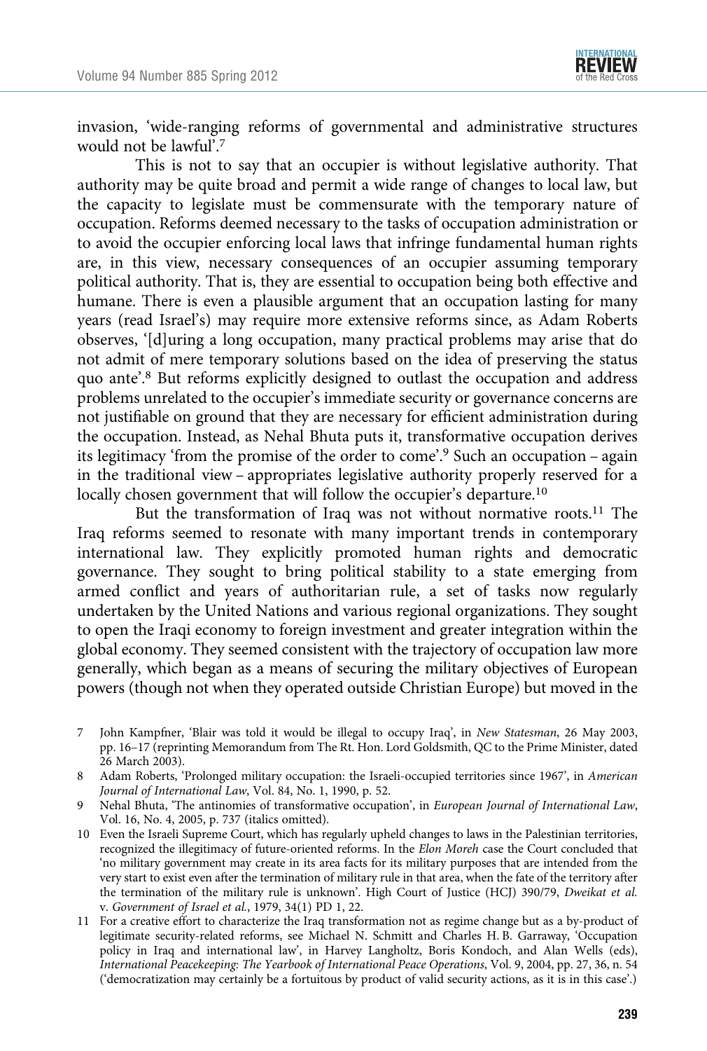invasion, 'wide-ranging reforms of governmental and administrative structures would not be lawful'.[7]

This is not to say that an occupier is without legislative authority. That authority may be quite broad and permit a wide range of changes to local law, but the capacity to legislate must be commensurate with the temporary nature of occupation. Reforms deemed necessary to the tasks of occupation administration or to avoid the occupier enforcing local laws that infringe fundamental human rights are, in this view, necessary consequences of an occupier assuming temporary political authority. That is, they are essential to occupation being both effective and humane. There is even a plausible argument that an occupation lasting for many years (read Israel's) may require more extensive reforms since, as Adam Roberts observes, '[d]uring a long occupation, many practical problems may arise that do not admit of mere temporary solutions based on the idea of preserving the status quo ante'.[8] But reforms explicitly designed to outlast the occupation and address problems unrelated to the occupier's immediate security or governance concerns are not justifiable on ground that they are necessary for efficient administration during the occupation. Instead, as Nehal Bhuta puts it, transformative occupation derives its legitimacy 'from the promise of the order to come'.[9] Such an occupation – again in the traditional view – appropriates legislative authority properly reserved for a locally chosen government that will follow the occupier's departure.[10]

But the transformation of Iraq was not without normative roots.[11] The Iraq reforms seemed to resonate with many important trends in contemporary international law. They explicitly promoted human rights and democratic governance. They sought to bring political stability to a state emerging from armed conflict and years of authoritarian rule, a set of tasks now regularly undertaken by the United Nations and various regional organizations. They sought to open the Iraqi economy to foreign investment and greater integration within the global economy. They seemed consistent with the trajectory of occupation law more generally, which began as a means of securing the military objectives of European powers (though not when they operated outside Christian Europe) but moved in the

7 John Kampfner, 'Blair was told it would be illegal to occupy Iraq', in *New Statesman*, 26 May 2003, pp. 16–17 (reprinting Memorandum from The Rt. Hon. Lord Goldsmith, QC to the Prime Minister, dated 26 March 2003).

8 Adam Roberts, 'Prolonged military occupation: the Israeli-occupied territories since 1967', in *American Journal of International Law*, Vol. 84, No. 1, 1990, p. 52.

9 Nehal Bhuta, 'The antinomies of transformative occupation', in *European Journal of International Law*, Vol. 16, No. 4, 2005, p. 737 (italics omitted).

10 Even the Israeli Supreme Court, which has regularly upheld changes to laws in the Palestinian territories, recognized the illegitimacy of future-oriented reforms. In the *Elon Moreh* case the Court concluded that 'no military government may create in its area facts for its military purposes that are intended from the very start to exist even after the termination of military rule in that area, when the fate of the territory after the termination of the military rule is unknown'. High Court of Justice (HCJ) 390/79, *Dweikat et al.* v. *Government of Israel et al.*, 1979, 34(1) PD 1, 22.

11 For a creative effort to characterize the Iraq transformation not as regime change but as a by-product of legitimate security-related reforms, see Michael N. Schmitt and Charles H. B. Garraway, 'Occupation policy in Iraq and international law', in Harvey Langholtz, Boris Kondoch, and Alan Wells (eds), *International Peacekeeping: The Yearbook of International Peace Operations*, Vol. 9, 2004, pp. 27, 36, n. 54 ('democratization may certainly be a fortuitous by product of valid security actions, as it is in this case'.)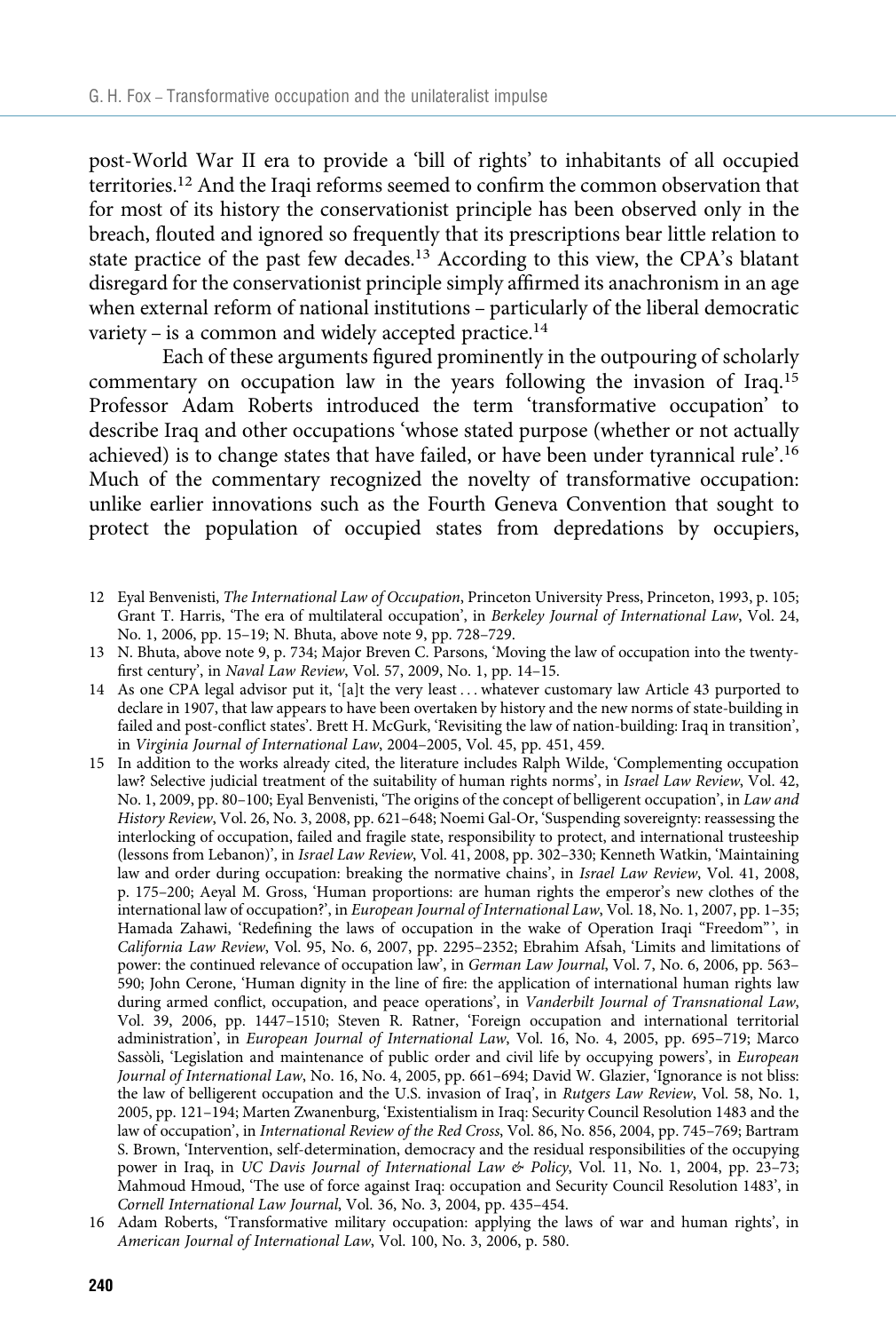post-World War II era to provide a 'bill of rights' to inhabitants of all occupied territories.[12] And the Iraqi reforms seemed to confirm the common observation that for most of its history the conservationist principle has been observed only in the breach, flouted and ignored so frequently that its prescriptions bear little relation to state practice of the past few decades.[13] According to this view, the CPA's blatant disregard for the conservationist principle simply affirmed its anachronism in an age when external reform of national institutions – particularly of the liberal democratic variety – is a common and widely accepted practice.[14]

Each of these arguments figured prominently in the outpouring of scholarly commentary on occupation law in the years following the invasion of Iraq.[15] Professor Adam Roberts introduced the term 'transformative occupation' to describe Iraq and other occupations 'whose stated purpose (whether or not actually achieved) is to change states that have failed, or have been under tyrannical rule'.[16] Much of the commentary recognized the novelty of transformative occupation: unlike earlier innovations such as the Fourth Geneva Convention that sought to protect the population of occupied states from depredations by occupiers,

12 Eyal Benvenisti, *The International Law of Occupation*, Princeton University Press, Princeton, 1993, p. 105; Grant T. Harris, 'The era of multilateral occupation', in *Berkeley Journal of International Law*, Vol. 24, No. 1, 2006, pp. 15–19; N. Bhuta, above note 9, pp. 728–729.

13 N. Bhuta, above note 9, p. 734; Major Breven C. Parsons, 'Moving the law of occupation into the twenty-first century', in *Naval Law Review*, Vol. 57, 2009, No. 1, pp. 14–15.

14 As one CPA legal advisor put it, '[a]t the very least … whatever customary law Article 43 purported to declare in 1907, that law appears to have been overtaken by history and the new norms of state-building in failed and post-conflict states'. Brett H. McGurk, 'Revisiting the law of nation-building: Iraq in transition', in *Virginia Journal of International Law*, 2004–2005, Vol. 45, pp. 451, 459.

15 In addition to the works already cited, the literature includes Ralph Wilde, 'Complementing occupation law? Selective judicial treatment of the suitability of human rights norms', in *Israel Law Review*, Vol. 42, No. 1, 2009, pp. 80–100; Eyal Benvenisti, 'The origins of the concept of belligerent occupation', in *Law and History Review*, Vol. 26, No. 3, 2008, pp. 621–648; Noemi Gal-Or, 'Suspending sovereignty: reassessing the interlocking of occupation, failed and fragile state, responsibility to protect, and international trusteeship (lessons from Lebanon)', in *Israel Law Review*, Vol. 41, 2008, pp. 302–330; Kenneth Watkin, 'Maintaining law and order during occupation: breaking the normative chains', in *Israel Law Review*, Vol. 41, 2008, p. 175–200; Aeyal M. Gross, 'Human proportions: are human rights the emperor's new clothes of the international law of occupation?', in *European Journal of International Law*, Vol. 18, No. 1, 2007, pp. 1–35; Hamada Zahawi, 'Redefining the laws of occupation in the wake of Operation Iraqi "Freedom"', in *California Law Review*, Vol. 95, No. 6, 2007, pp. 2295–2352; Ebrahim Afsah, 'Limits and limitations of power: the continued relevance of occupation law', in *German Law Journal*, Vol. 7, No. 6, 2006, pp. 563–590; John Cerone, 'Human dignity in the line of fire: the application of international human rights law during armed conflict, occupation, and peace operations', in *Vanderbilt Journal of Transnational Law*, Vol. 39, 2006, pp. 1447–1510; Steven R. Ratner, 'Foreign occupation and international territorial administration', in *European Journal of International Law*, Vol. 16, No. 4, 2005, pp. 695–719; Marco Sassòli, 'Legislation and maintenance of public order and civil life by occupying powers', in *European Journal of International Law*, No. 16, No. 4, 2005, pp. 661–694; David W. Glazier, 'Ignorance is not bliss: the law of belligerent occupation and the U.S. invasion of Iraq', in *Rutgers Law Review*, Vol. 58, No. 1, 2005, pp. 121–194; Marten Zwanenburg, 'Existentialism in Iraq: Security Council Resolution 1483 and the law of occupation', in *International Review of the Red Cross*, Vol. 86, No. 856, 2004, pp. 745–769; Bartram S. Brown, 'Intervention, self-determination, democracy and the residual responsibilities of the occupying power in Iraq, in *UC Davis Journal of International Law & Policy*, Vol. 11, No. 1, 2004, pp. 23–73; Mahmoud Hmoud, 'The use of force against Iraq: occupation and Security Council Resolution 1483', in *Cornell International Law Journal*, Vol. 36, No. 3, 2004, pp. 435–454.

16 Adam Roberts, 'Transformative military occupation: applying the laws of war and human rights', in *American Journal of International Law*, Vol. 100, No. 3, 2006, p. 580.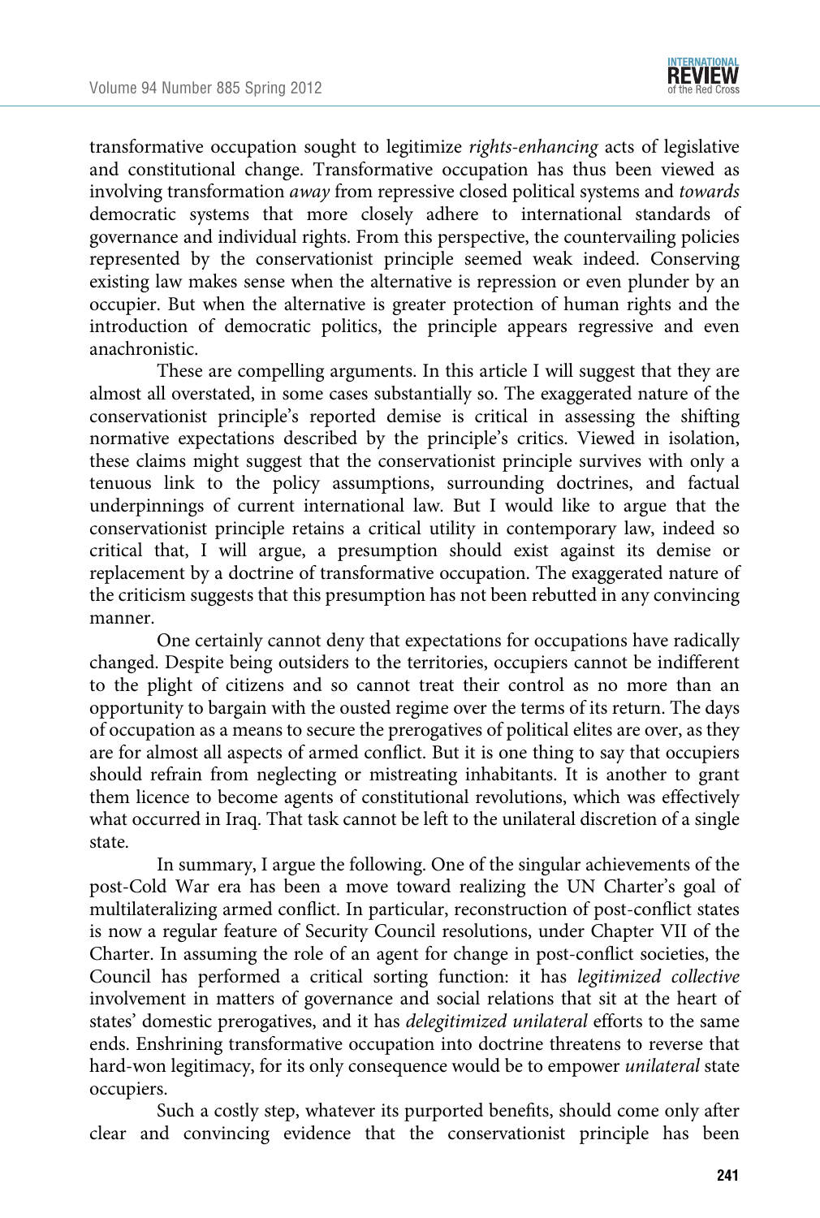transformative occupation sought to legitimize *rights-enhancing* acts of legislative and constitutional change. Transformative occupation has thus been viewed as involving transformation *away* from repressive closed political systems and *towards* democratic systems that more closely adhere to international standards of governance and individual rights. From this perspective, the countervailing policies represented by the conservationist principle seemed weak indeed. Conserving existing law makes sense when the alternative is repression or even plunder by an occupier. But when the alternative is greater protection of human rights and the introduction of democratic politics, the principle appears regressive and even anachronistic.

These are compelling arguments. In this article I will suggest that they are almost all overstated, in some cases substantially so. The exaggerated nature of the conservationist principle's reported demise is critical in assessing the shifting normative expectations described by the principle's critics. Viewed in isolation, these claims might suggest that the conservationist principle survives with only a tenuous link to the policy assumptions, surrounding doctrines, and factual underpinnings of current international law. But I would like to argue that the conservationist principle retains a critical utility in contemporary law, indeed so critical that, I will argue, a presumption should exist against its demise or replacement by a doctrine of transformative occupation. The exaggerated nature of the criticism suggests that this presumption has not been rebutted in any convincing manner.

One certainly cannot deny that expectations for occupations have radically changed. Despite being outsiders to the territories, occupiers cannot be indifferent to the plight of citizens and so cannot treat their control as no more than an opportunity to bargain with the ousted regime over the terms of its return. The days of occupation as a means to secure the prerogatives of political elites are over, as they are for almost all aspects of armed conflict. But it is one thing to say that occupiers should refrain from neglecting or mistreating inhabitants. It is another to grant them licence to become agents of constitutional revolutions, which was effectively what occurred in Iraq. That task cannot be left to the unilateral discretion of a single state.

In summary, I argue the following. One of the singular achievements of the post-Cold War era has been a move toward realizing the UN Charter's goal of multilateralizing armed conflict. In particular, reconstruction of post-conflict states is now a regular feature of Security Council resolutions, under Chapter VII of the Charter. In assuming the role of an agent for change in post-conflict societies, the Council has performed a critical sorting function: it has *legitimized collective* involvement in matters of governance and social relations that sit at the heart of states' domestic prerogatives, and it has *delegitimized unilateral* efforts to the same ends. Enshrining transformative occupation into doctrine threatens to reverse that hard-won legitimacy, for its only consequence would be to empower *unilateral* state occupiers.

Such a costly step, whatever its purported benefits, should come only after clear and convincing evidence that the conservationist principle has been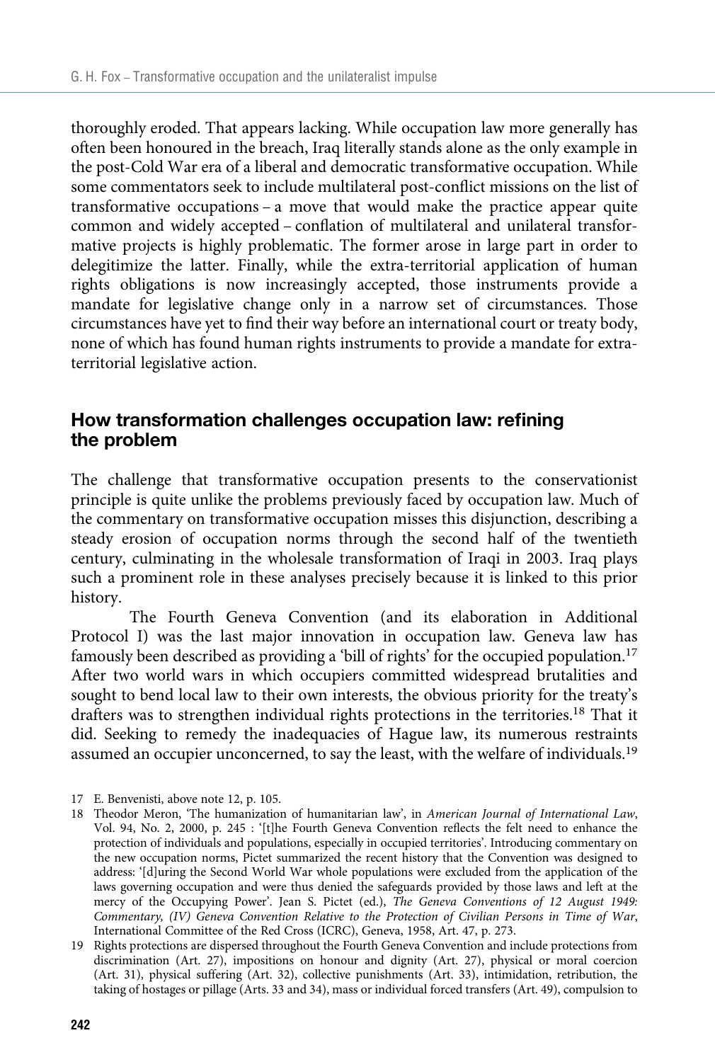thoroughly eroded. That appears lacking. While occupation law more generally has often been honoured in the breach, Iraq literally stands alone as the only example in the post-Cold War era of a liberal and democratic transformative occupation. While some commentators seek to include multilateral post-conflict missions on the list of transformative occupations – a move that would make the practice appear quite common and widely accepted – conflation of multilateral and unilateral transformative projects is highly problematic. The former arose in large part in order to delegitimize the latter. Finally, while the extra-territorial application of human rights obligations is now increasingly accepted, those instruments provide a mandate for legislative change only in a narrow set of circumstances. Those circumstances have yet to find their way before an international court or treaty body, none of which has found human rights instruments to provide a mandate for extra-territorial legislative action.

## How transformation challenges occupation law: refining the problem

The challenge that transformative occupation presents to the conservationist principle is quite unlike the problems previously faced by occupation law. Much of the commentary on transformative occupation misses this disjunction, describing a steady erosion of occupation norms through the second half of the twentieth century, culminating in the wholesale transformation of Iraqi in 2003. Iraq plays such a prominent role in these analyses precisely because it is linked to this prior history.

The Fourth Geneva Convention (and its elaboration in Additional Protocol I) was the last major innovation in occupation law. Geneva law has famously been described as providing a 'bill of rights' for the occupied population.[17] After two world wars in which occupiers committed widespread brutalities and sought to bend local law to their own interests, the obvious priority for the treaty's drafters was to strengthen individual rights protections in the territories.[18] That it did. Seeking to remedy the inadequacies of Hague law, its numerous restraints assumed an occupier unconcerned, to say the least, with the welfare of individuals.[19]

---

17 E. Benvenisti, above note 12, p. 105.

18 Theodor Meron, 'The humanization of humanitarian law', in *American Journal of International Law*, Vol. 94, No. 2, 2000, p. 245 : '[t]he Fourth Geneva Convention reflects the felt need to enhance the protection of individuals and populations, especially in occupied territories'. Introducing commentary on the new occupation norms, Pictet summarized the recent history that the Convention was designed to address: '[d]uring the Second World War whole populations were excluded from the application of the laws governing occupation and were thus denied the safeguards provided by those laws and left at the mercy of the Occupying Power'. Jean S. Pictet (ed.), *The Geneva Conventions of 12 August 1949: Commentary, (IV) Geneva Convention Relative to the Protection of Civilian Persons in Time of War*, International Committee of the Red Cross (ICRC), Geneva, 1958, Art. 47, p. 273.

19 Rights protections are dispersed throughout the Fourth Geneva Convention and include protections from discrimination (Art. 27), impositions on honour and dignity (Art. 27), physical or moral coercion (Art. 31), physical suffering (Art. 32), collective punishments (Art. 33), intimidation, retribution, the taking of hostages or pillage (Arts. 33 and 34), mass or individual forced transfers (Art. 49), compulsion to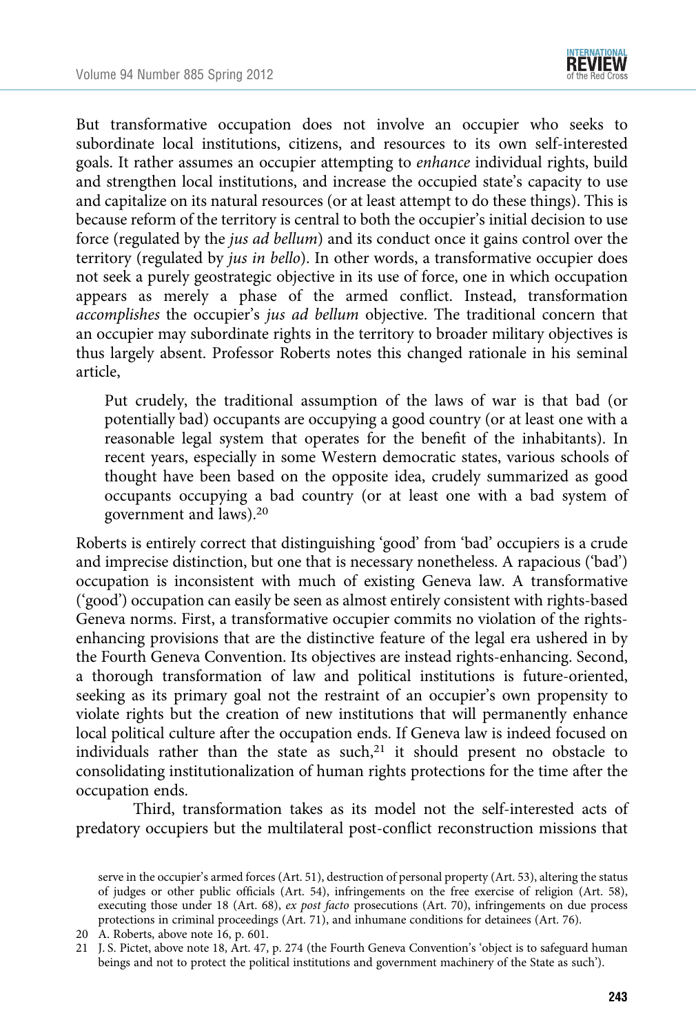But transformative occupation does not involve an occupier who seeks to subordinate local institutions, citizens, and resources to its own self-interested goals. It rather assumes an occupier attempting to *enhance* individual rights, build and strengthen local institutions, and increase the occupied state's capacity to use and capitalize on its natural resources (or at least attempt to do these things). This is because reform of the territory is central to both the occupier's initial decision to use force (regulated by the *jus ad bellum*) and its conduct once it gains control over the territory (regulated by *jus in bello*). In other words, a transformative occupier does not seek a purely geostrategic objective in its use of force, one in which occupation appears as merely a phase of the armed conflict. Instead, transformation *accomplishes* the occupier's *jus ad bellum* objective. The traditional concern that an occupier may subordinate rights in the territory to broader military objectives is thus largely absent. Professor Roberts notes this changed rationale in his seminal article,

> Put crudely, the traditional assumption of the laws of war is that bad (or potentially bad) occupants are occupying a good country (or at least one with a reasonable legal system that operates for the benefit of the inhabitants). In recent years, especially in some Western democratic states, various schools of thought have been based on the opposite idea, crudely summarized as good occupants occupying a bad country (or at least one with a bad system of government and laws).[20]

Roberts is entirely correct that distinguishing 'good' from 'bad' occupiers is a crude and imprecise distinction, but one that is necessary nonetheless. A rapacious ('bad') occupation is inconsistent with much of existing Geneva law. A transformative ('good') occupation can easily be seen as almost entirely consistent with rights-based Geneva norms. First, a transformative occupier commits no violation of the rights-enhancing provisions that are the distinctive feature of the legal era ushered in by the Fourth Geneva Convention. Its objectives are instead rights-enhancing. Second, a thorough transformation of law and political institutions is future-oriented, seeking as its primary goal not the restraint of an occupier's own propensity to violate rights but the creation of new institutions that will permanently enhance local political culture after the occupation ends. If Geneva law is indeed focused on individuals rather than the state as such,[21] it should present no obstacle to consolidating institutionalization of human rights protections for the time after the occupation ends.

Third, transformation takes as its model not the self-interested acts of predatory occupiers but the multilateral post-conflict reconstruction missions that

serve in the occupier's armed forces (Art. 51), destruction of personal property (Art. 53), altering the status of judges or other public officials (Art. 54), infringements on the free exercise of religion (Art. 58), executing those under 18 (Art. 68), *ex post facto* prosecutions (Art. 70), infringements on due process protections in criminal proceedings (Art. 71), and inhumane conditions for detainees (Art. 76).

20 A. Roberts, above note 16, p. 601.

21 J. S. Pictet, above note 18, Art. 47, p. 274 (the Fourth Geneva Convention's 'object is to safeguard human beings and not to protect the political institutions and government machinery of the State as such').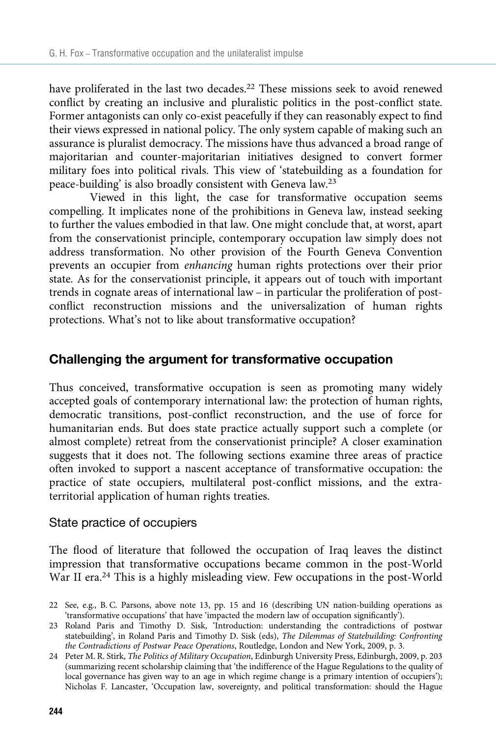have proliferated in the last two decades.[22] These missions seek to avoid renewed conflict by creating an inclusive and pluralistic politics in the post-conflict state. Former antagonists can only co-exist peacefully if they can reasonably expect to find their views expressed in national policy. The only system capable of making such an assurance is pluralist democracy. The missions have thus advanced a broad range of majoritarian and counter-majoritarian initiatives designed to convert former military foes into political rivals. This view of 'statebuilding as a foundation for peace-building' is also broadly consistent with Geneva law.[23]

Viewed in this light, the case for transformative occupation seems compelling. It implicates none of the prohibitions in Geneva law, instead seeking to further the values embodied in that law. One might conclude that, at worst, apart from the conservationist principle, contemporary occupation law simply does not address transformation. No other provision of the Fourth Geneva Convention prevents an occupier from *enhancing* human rights protections over their prior state. As for the conservationist principle, it appears out of touch with important trends in cognate areas of international law – in particular the proliferation of post-conflict reconstruction missions and the universalization of human rights protections. What's not to like about transformative occupation?

## Challenging the argument for transformative occupation

Thus conceived, transformative occupation is seen as promoting many widely accepted goals of contemporary international law: the protection of human rights, democratic transitions, post-conflict reconstruction, and the use of force for humanitarian ends. But does state practice actually support such a complete (or almost complete) retreat from the conservationist principle? A closer examination suggests that it does not. The following sections examine three areas of practice often invoked to support a nascent acceptance of transformative occupation: the practice of state occupiers, multilateral post-conflict missions, and the extra-territorial application of human rights treaties.

### State practice of occupiers

The flood of literature that followed the occupation of Iraq leaves the distinct impression that transformative occupations became common in the post-World War II era.[24] This is a highly misleading view. Few occupations in the post-World

22 See, e.g., B. C. Parsons, above note 13, pp. 15 and 16 (describing UN nation-building operations as 'transformative occupations' that have 'impacted the modern law of occupation significantly').

23 Roland Paris and Timothy D. Sisk, 'Introduction: understanding the contradictions of postwar statebuilding', in Roland Paris and Timothy D. Sisk (eds), *The Dilemmas of Statebuilding: Confronting the Contradictions of Postwar Peace Operations*, Routledge, London and New York, 2009, p. 3.

24 Peter M. R. Stirk, *The Politics of Military Occupation*, Edinburgh University Press, Edinburgh, 2009, p. 203 (summarizing recent scholarship claiming that 'the indifference of the Hague Regulations to the quality of local governance has given way to an age in which regime change is a primary intention of occupiers'); Nicholas F. Lancaster, 'Occupation law, sovereignty, and political transformation: should the Hague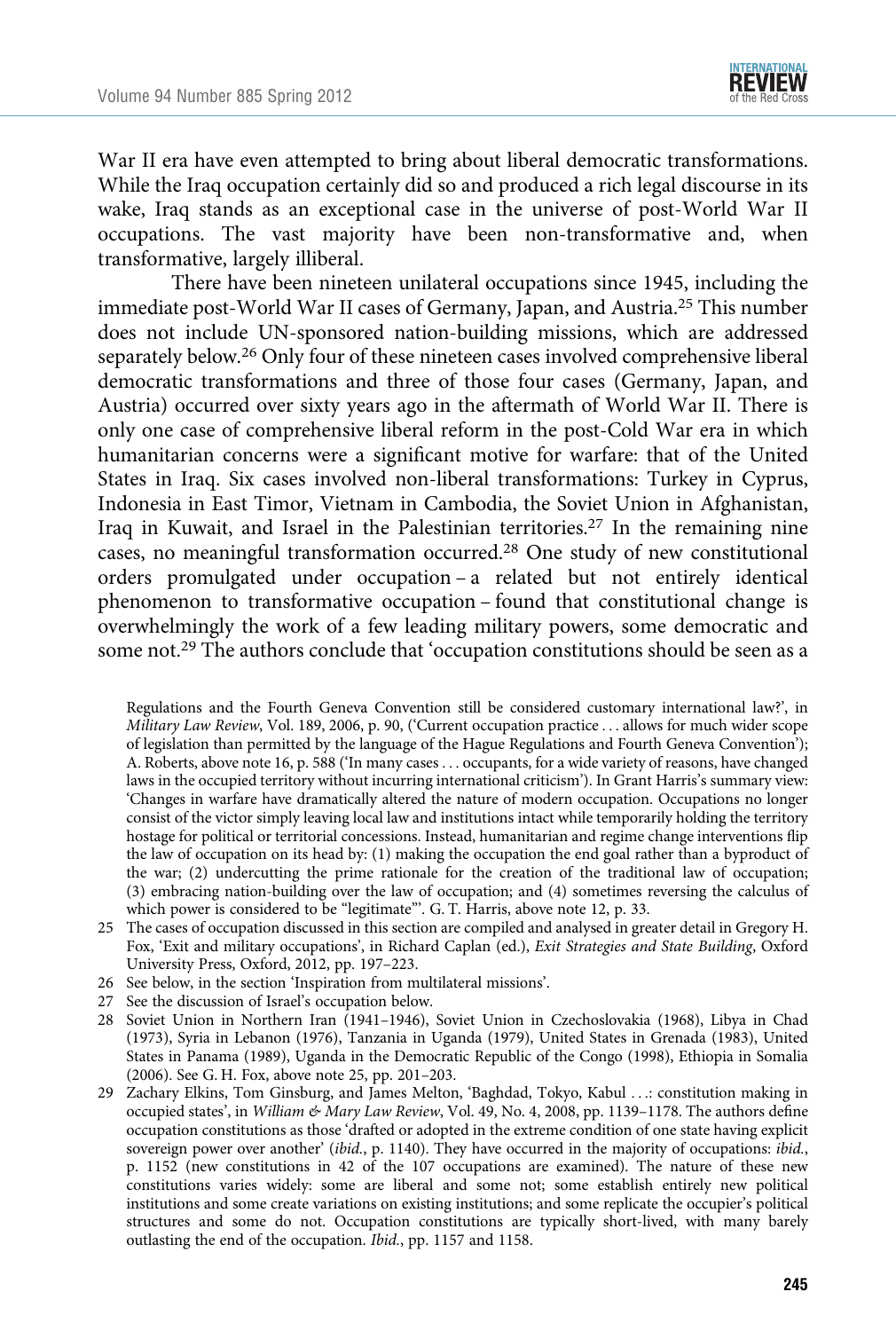War II era have even attempted to bring about liberal democratic transformations. While the Iraq occupation certainly did so and produced a rich legal discourse in its wake, Iraq stands as an exceptional case in the universe of post-World War II occupations. The vast majority have been non-transformative and, when transformative, largely illiberal.

There have been nineteen unilateral occupations since 1945, including the immediate post-World War II cases of Germany, Japan, and Austria.[25] This number does not include UN-sponsored nation-building missions, which are addressed separately below.[26] Only four of these nineteen cases involved comprehensive liberal democratic transformations and three of those four cases (Germany, Japan, and Austria) occurred over sixty years ago in the aftermath of World War II. There is only one case of comprehensive liberal reform in the post-Cold War era in which humanitarian concerns were a significant motive for warfare: that of the United States in Iraq. Six cases involved non-liberal transformations: Turkey in Cyprus, Indonesia in East Timor, Vietnam in Cambodia, the Soviet Union in Afghanistan, Iraq in Kuwait, and Israel in the Palestinian territories.[27] In the remaining nine cases, no meaningful transformation occurred.[28] One study of new constitutional orders promulgated under occupation – a related but not entirely identical phenomenon to transformative occupation – found that constitutional change is overwhelmingly the work of a few leading military powers, some democratic and some not.[29] The authors conclude that 'occupation constitutions should be seen as a

Regulations and the Fourth Geneva Convention still be considered customary international law?', in *Military Law Review*, Vol. 189, 2006, p. 90, ('Current occupation practice . . . allows for much wider scope of legislation than permitted by the language of the Hague Regulations and Fourth Geneva Convention'); A. Roberts, above note 16, p. 588 ('In many cases . . . occupants, for a wide variety of reasons, have changed laws in the occupied territory without incurring international criticism'). In Grant Harris's summary view: 'Changes in warfare have dramatically altered the nature of modern occupation. Occupations no longer consist of the victor simply leaving local law and institutions intact while temporarily holding the territory hostage for political or territorial concessions. Instead, humanitarian and regime change interventions flip the law of occupation on its head by: (1) making the occupation the end goal rather than a byproduct of the war; (2) undercutting the prime rationale for the creation of the traditional law of occupation; (3) embracing nation-building over the law of occupation; and (4) sometimes reversing the calculus of which power is considered to be "legitimate"'. G. T. Harris, above note 12, p. 33.

25 The cases of occupation discussed in this section are compiled and analysed in greater detail in Gregory H. Fox, 'Exit and military occupations', in Richard Caplan (ed.), *Exit Strategies and State Building*, Oxford University Press, Oxford, 2012, pp. 197–223.

26 See below, in the section 'Inspiration from multilateral missions'.

27 See the discussion of Israel's occupation below.

28 Soviet Union in Northern Iran (1941–1946), Soviet Union in Czechoslovakia (1968), Libya in Chad (1973), Syria in Lebanon (1976), Tanzania in Uganda (1979), United States in Grenada (1983), United States in Panama (1989), Uganda in the Democratic Republic of the Congo (1998), Ethiopia in Somalia (2006). See G. H. Fox, above note 25, pp. 201–203.

29 Zachary Elkins, Tom Ginsburg, and James Melton, 'Baghdad, Tokyo, Kabul . . .: constitution making in occupied states', in *William & Mary Law Review*, Vol. 49, No. 4, 2008, pp. 1139–1178. The authors define occupation constitutions as those 'drafted or adopted in the extreme condition of one state having explicit sovereign power over another' (*ibid.*, p. 1140). They have occurred in the majority of occupations: *ibid.*, p. 1152 (new constitutions in 42 of the 107 occupations are examined). The nature of these new constitutions varies widely: some are liberal and some not; some establish entirely new political institutions and some create variations on existing institutions; and some replicate the occupier's political structures and some do not. Occupation constitutions are typically short-lived, with many barely outlasting the end of the occupation. *Ibid.*, pp. 1157 and 1158.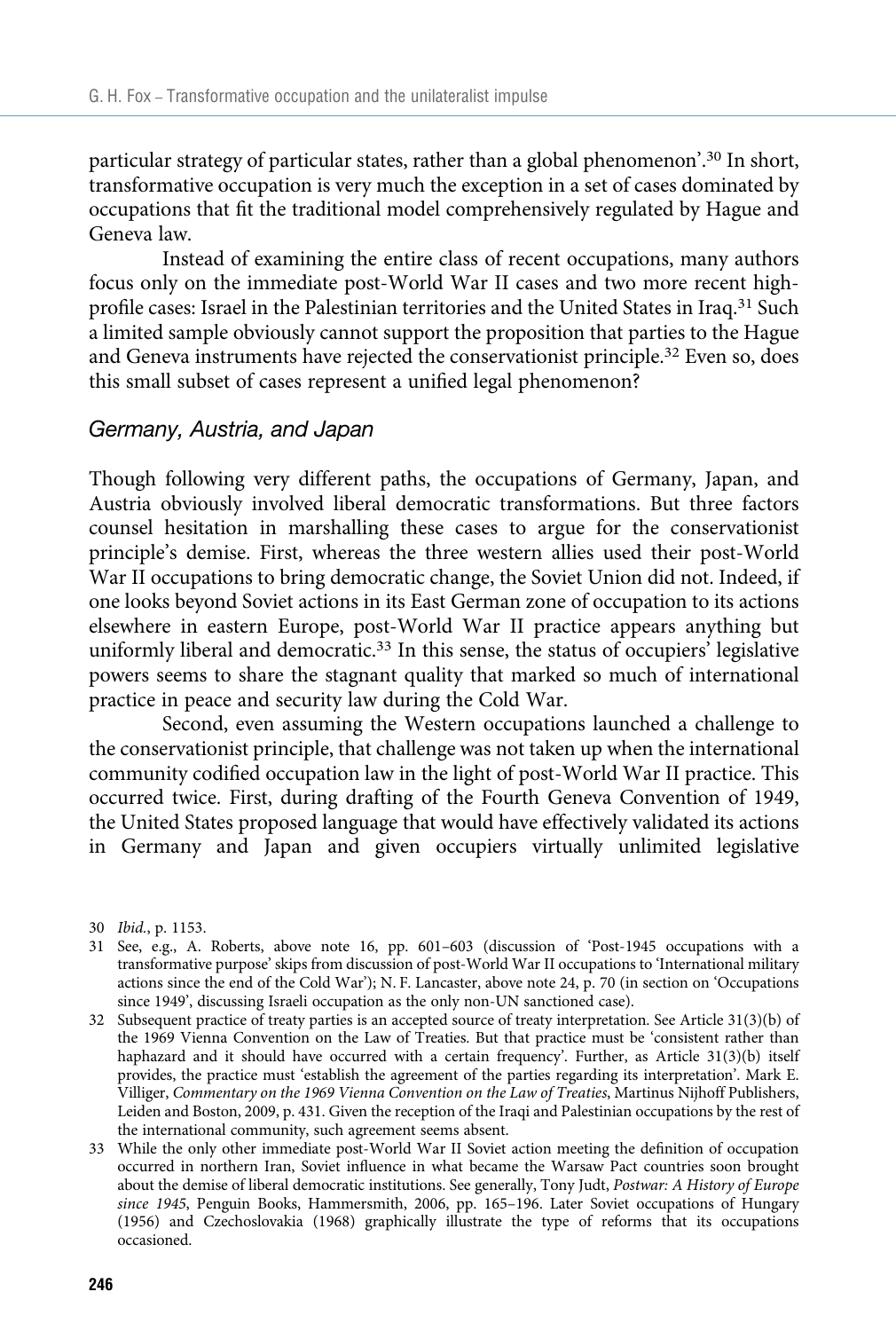particular strategy of particular states, rather than a global phenomenon'.[30] In short, transformative occupation is very much the exception in a set of cases dominated by occupations that fit the traditional model comprehensively regulated by Hague and Geneva law.

Instead of examining the entire class of recent occupations, many authors focus only on the immediate post-World War II cases and two more recent high-profile cases: Israel in the Palestinian territories and the United States in Iraq.[31] Such a limited sample obviously cannot support the proposition that parties to the Hague and Geneva instruments have rejected the conservationist principle.[32] Even so, does this small subset of cases represent a unified legal phenomenon?

### *Germany, Austria, and Japan*

Though following very different paths, the occupations of Germany, Japan, and Austria obviously involved liberal democratic transformations. But three factors counsel hesitation in marshalling these cases to argue for the conservationist principle's demise. First, whereas the three western allies used their post-World War II occupations to bring democratic change, the Soviet Union did not. Indeed, if one looks beyond Soviet actions in its East German zone of occupation to its actions elsewhere in eastern Europe, post-World War II practice appears anything but uniformly liberal and democratic.[33] In this sense, the status of occupiers' legislative powers seems to share the stagnant quality that marked so much of international practice in peace and security law during the Cold War.

Second, even assuming the Western occupations launched a challenge to the conservationist principle, that challenge was not taken up when the international community codified occupation law in the light of post-World War II practice. This occurred twice. First, during drafting of the Fourth Geneva Convention of 1949, the United States proposed language that would have effectively validated its actions in Germany and Japan and given occupiers virtually unlimited legislative

---

30 *Ibid.*, p. 1153.

31 See, e.g., A. Roberts, above note 16, pp. 601–603 (discussion of 'Post-1945 occupations with a transformative purpose' skips from discussion of post-World War II occupations to 'International military actions since the end of the Cold War'); N. F. Lancaster, above note 24, p. 70 (in section on 'Occupations since 1949', discussing Israeli occupation as the only non-UN sanctioned case).

32 Subsequent practice of treaty parties is an accepted source of treaty interpretation. See Article 31(3)(b) of the 1969 Vienna Convention on the Law of Treaties. But that practice must be 'consistent rather than haphazard and it should have occurred with a certain frequency'. Further, as Article 31(3)(b) itself provides, the practice must 'establish the agreement of the parties regarding its interpretation'. Mark E. Villiger, *Commentary on the 1969 Vienna Convention on the Law of Treaties*, Martinus Nijhoff Publishers, Leiden and Boston, 2009, p. 431. Given the reception of the Iraqi and Palestinian occupations by the rest of the international community, such agreement seems absent.

33 While the only other immediate post-World War II Soviet action meeting the definition of occupation occurred in northern Iran, Soviet influence in what became the Warsaw Pact countries soon brought about the demise of liberal democratic institutions. See generally, Tony Judt, *Postwar: A History of Europe since 1945*, Penguin Books, Hammersmith, 2006, pp. 165–196. Later Soviet occupations of Hungary (1956) and Czechoslovakia (1968) graphically illustrate the type of reforms that its occupations occasioned.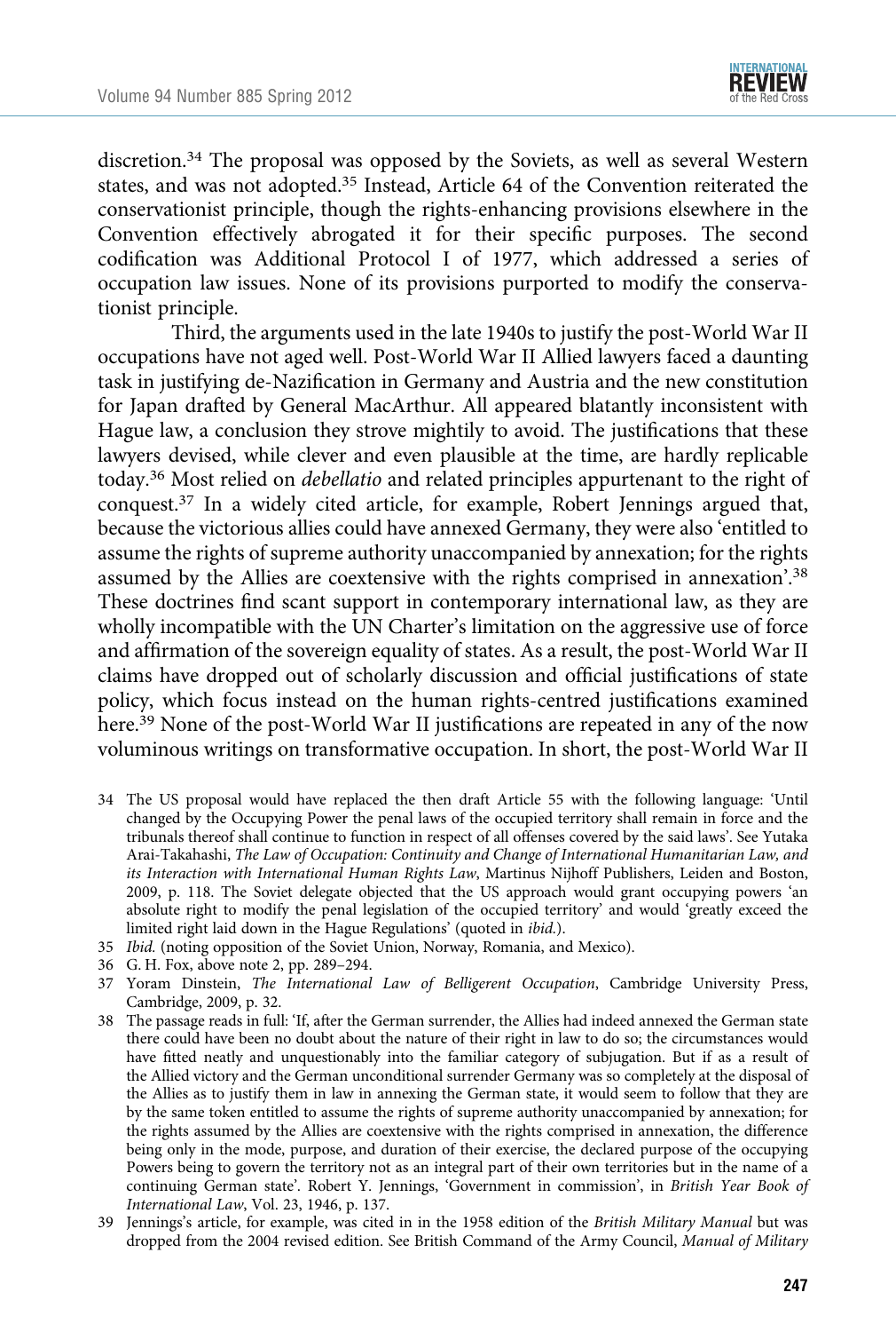discretion.[34] The proposal was opposed by the Soviets, as well as several Western states, and was not adopted.[35] Instead, Article 64 of the Convention reiterated the conservationist principle, though the rights-enhancing provisions elsewhere in the Convention effectively abrogated it for their specific purposes. The second codification was Additional Protocol I of 1977, which addressed a series of occupation law issues. None of its provisions purported to modify the conservationist principle.

Third, the arguments used in the late 1940s to justify the post-World War II occupations have not aged well. Post-World War II Allied lawyers faced a daunting task in justifying de-Nazification in Germany and Austria and the new constitution for Japan drafted by General MacArthur. All appeared blatantly inconsistent with Hague law, a conclusion they strove mightily to avoid. The justifications that these lawyers devised, while clever and even plausible at the time, are hardly replicable today.[36] Most relied on *debellatio* and related principles appurtenant to the right of conquest.[37] In a widely cited article, for example, Robert Jennings argued that, because the victorious allies could have annexed Germany, they were also 'entitled to assume the rights of supreme authority unaccompanied by annexation; for the rights assumed by the Allies are coextensive with the rights comprised in annexation'.[38] These doctrines find scant support in contemporary international law, as they are wholly incompatible with the UN Charter's limitation on the aggressive use of force and affirmation of the sovereign equality of states. As a result, the post-World War II claims have dropped out of scholarly discussion and official justifications of state policy, which focus instead on the human rights-centred justifications examined here.[39] None of the post-World War II justifications are repeated in any of the now voluminous writings on transformative occupation. In short, the post-World War II

34 The US proposal would have replaced the then draft Article 55 with the following language: 'Until changed by the Occupying Power the penal laws of the occupied territory shall remain in force and the tribunals thereof shall continue to function in respect of all offenses covered by the said laws'. See Yutaka Arai-Takahashi, *The Law of Occupation: Continuity and Change of International Humanitarian Law, and its Interaction with International Human Rights Law*, Martinus Nijhoff Publishers, Leiden and Boston, 2009, p. 118. The Soviet delegate objected that the US approach would grant occupying powers 'an absolute right to modify the penal legislation of the occupied territory' and would 'greatly exceed the limited right laid down in the Hague Regulations' (quoted in *ibid.*).

35 *Ibid.* (noting opposition of the Soviet Union, Norway, Romania, and Mexico).

36 G. H. Fox, above note 2, pp. 289–294.

37 Yoram Dinstein, *The International Law of Belligerent Occupation*, Cambridge University Press, Cambridge, 2009, p. 32.

38 The passage reads in full: 'If, after the German surrender, the Allies had indeed annexed the German state there could have been no doubt about the nature of their right in law to do so; the circumstances would have fitted neatly and unquestionably into the familiar category of subjugation. But if as a result of the Allied victory and the German unconditional surrender Germany was so completely at the disposal of the Allies as to justify them in law in annexing the German state, it would seem to follow that they are by the same token entitled to assume the rights of supreme authority unaccompanied by annexation; for the rights assumed by the Allies are coextensive with the rights comprised in annexation, the difference being only in the mode, purpose, and duration of their exercise, the declared purpose of the occupying Powers being to govern the territory not as an integral part of their own territories but in the name of a continuing German state'. Robert Y. Jennings, 'Government in commission', in *British Year Book of International Law*, Vol. 23, 1946, p. 137.

39 Jennings's article, for example, was cited in in the 1958 edition of the *British Military Manual* but was dropped from the 2004 revised edition. See British Command of the Army Council, *Manual of Military*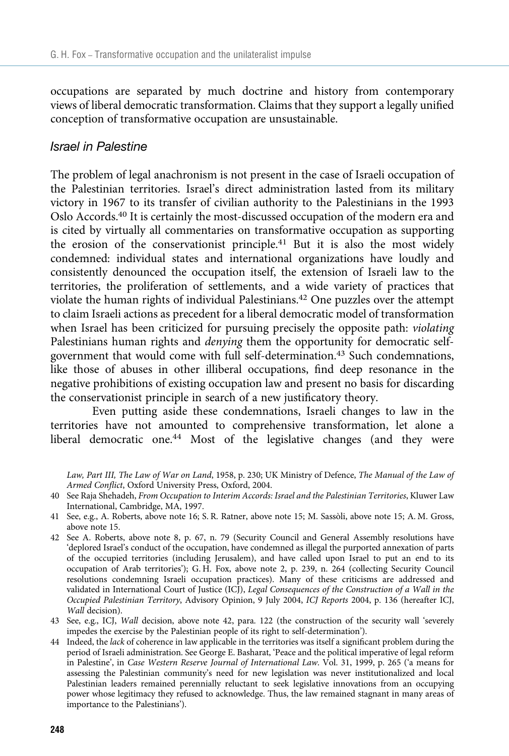occupations are separated by much doctrine and history from contemporary views of liberal democratic transformation. Claims that they support a legally unified conception of transformative occupation are unsustainable.

### *Israel in Palestine*

The problem of legal anachronism is not present in the case of Israeli occupation of the Palestinian territories. Israel's direct administration lasted from its military victory in 1967 to its transfer of civilian authority to the Palestinians in the 1993 Oslo Accords.[40] It is certainly the most-discussed occupation of the modern era and is cited by virtually all commentaries on transformative occupation as supporting the erosion of the conservationist principle.[41] But it is also the most widely condemned: individual states and international organizations have loudly and consistently denounced the occupation itself, the extension of Israeli law to the territories, the proliferation of settlements, and a wide variety of practices that violate the human rights of individual Palestinians.[42] One puzzles over the attempt to claim Israeli actions as precedent for a liberal democratic model of transformation when Israel has been criticized for pursuing precisely the opposite path: *violating* Palestinians human rights and *denying* them the opportunity for democratic self-government that would come with full self-determination.[43] Such condemnations, like those of abuses in other illiberal occupations, find deep resonance in the negative prohibitions of existing occupation law and present no basis for discarding the conservationist principle in search of a new justificatory theory.

Even putting aside these condemnations, Israeli changes to law in the territories have not amounted to comprehensive transformation, let alone a liberal democratic one.[44] Most of the legislative changes (and they were

---

*Law, Part III, The Law of War on Land*, 1958, p. 230; UK Ministry of Defence, *The Manual of the Law of Armed Conflict*, Oxford University Press, Oxford, 2004.

40 See Raja Shehadeh, *From Occupation to Interim Accords: Israel and the Palestinian Territories*, Kluwer Law International, Cambridge, MA, 1997.

41 See, e.g., A. Roberts, above note 16; S. R. Ratner, above note 15; M. Sassòli, above note 15; A. M. Gross, above note 15.

42 See A. Roberts, above note 8, p. 67, n. 79 (Security Council and General Assembly resolutions have 'deplored Israel's conduct of the occupation, have condemned as illegal the purported annexation of parts of the occupied territories (including Jerusalem), and have called upon Israel to put an end to its occupation of Arab territories'); G. H. Fox, above note 2, p. 239, n. 264 (collecting Security Council resolutions condemning Israeli occupation practices). Many of these criticisms are addressed and validated in International Court of Justice (ICJ), *Legal Consequences of the Construction of a Wall in the Occupied Palestinian Territory*, Advisory Opinion, 9 July 2004, *ICJ Reports* 2004, p. 136 (hereafter ICJ, *Wall* decision).

43 See, e.g., ICJ, *Wall* decision, above note 42, para. 122 (the construction of the security wall 'severely impedes the exercise by the Palestinian people of its right to self-determination').

44 Indeed, the *lack* of coherence in law applicable in the territories was itself a significant problem during the period of Israeli administration. See George E. Basharat, 'Peace and the political imperative of legal reform in Palestine', in *Case Western Reserve Journal of International Law*. Vol. 31, 1999, p. 265 ('a means for assessing the Palestinian community's need for new legislation was never institutionalized and local Palestinian leaders remained perennially reluctant to seek legislative innovations from an occupying power whose legitimacy they refused to acknowledge. Thus, the law remained stagnant in many areas of importance to the Palestinians').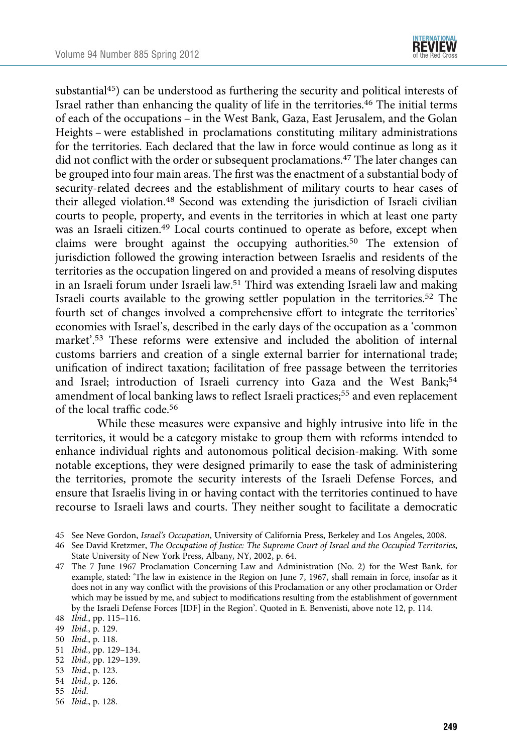substantial[45]) can be understood as furthering the security and political interests of Israel rather than enhancing the quality of life in the territories.[46] The initial terms of each of the occupations – in the West Bank, Gaza, East Jerusalem, and the Golan Heights – were established in proclamations constituting military administrations for the territories. Each declared that the law in force would continue as long as it did not conflict with the order or subsequent proclamations.[47] The later changes can be grouped into four main areas. The first was the enactment of a substantial body of security-related decrees and the establishment of military courts to hear cases of their alleged violation.[48] Second was extending the jurisdiction of Israeli civilian courts to people, property, and events in the territories in which at least one party was an Israeli citizen.[49] Local courts continued to operate as before, except when claims were brought against the occupying authorities.[50] The extension of jurisdiction followed the growing interaction between Israelis and residents of the territories as the occupation lingered on and provided a means of resolving disputes in an Israeli forum under Israeli law.[51] Third was extending Israeli law and making Israeli courts available to the growing settler population in the territories.[52] The fourth set of changes involved a comprehensive effort to integrate the territories' economies with Israel's, described in the early days of the occupation as a 'common market'.[53] These reforms were extensive and included the abolition of internal customs barriers and creation of a single external barrier for international trade; unification of indirect taxation; facilitation of free passage between the territories and Israel; introduction of Israeli currency into Gaza and the West Bank;[54] amendment of local banking laws to reflect Israeli practices;[55] and even replacement of the local traffic code.[56]

While these measures were expansive and highly intrusive into life in the territories, it would be a category mistake to group them with reforms intended to enhance individual rights and autonomous political decision-making. With some notable exceptions, they were designed primarily to ease the task of administering the territories, promote the security interests of the Israeli Defense Forces, and ensure that Israelis living in or having contact with the territories continued to have recourse to Israeli laws and courts. They neither sought to facilitate a democratic

45 See Neve Gordon, *Israel's Occupation*, University of California Press, Berkeley and Los Angeles, 2008.

46 See David Kretzmer, *The Occupation of Justice: The Supreme Court of Israel and the Occupied Territories*, State University of New York Press, Albany, NY, 2002, p. 64.

47 The 7 June 1967 Proclamation Concerning Law and Administration (No. 2) for the West Bank, for example, stated: 'The law in existence in the Region on June 7, 1967, shall remain in force, insofar as it does not in any way conflict with the provisions of this Proclamation or any other proclamation or Order which may be issued by me, and subject to modifications resulting from the establishment of government by the Israeli Defense Forces [IDF] in the Region'. Quoted in E. Benvenisti, above note 12, p. 114.

48 *Ibid.*, pp. 115–116.

49 *Ibid.*, p. 129.

50 *Ibid.*, p. 118.

51 *Ibid.*, pp. 129–134.

52 *Ibid.*, pp. 129–139.

53 *Ibid.*, p. 123.

54 *Ibid.*, p. 126.

55 *Ibid.*

56 *Ibid.*, p. 128.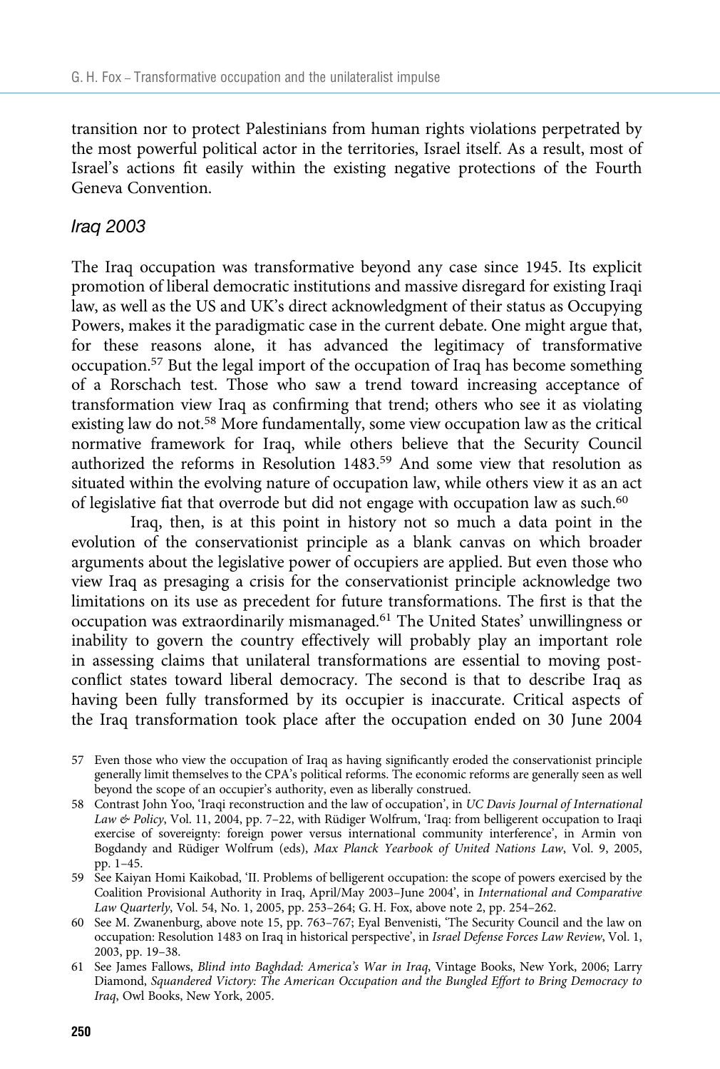transition nor to protect Palestinians from human rights violations perpetrated by the most powerful political actor in the territories, Israel itself. As a result, most of Israel's actions fit easily within the existing negative protections of the Fourth Geneva Convention.

### *Iraq 2003*

The Iraq occupation was transformative beyond any case since 1945. Its explicit promotion of liberal democratic institutions and massive disregard for existing Iraqi law, as well as the US and UK's direct acknowledgment of their status as Occupying Powers, makes it the paradigmatic case in the current debate. One might argue that, for these reasons alone, it has advanced the legitimacy of transformative occupation.[57] But the legal import of the occupation of Iraq has become something of a Rorschach test. Those who saw a trend toward increasing acceptance of transformation view Iraq as confirming that trend; others who see it as violating existing law do not.[58] More fundamentally, some view occupation law as the critical normative framework for Iraq, while others believe that the Security Council authorized the reforms in Resolution 1483.[59] And some view that resolution as situated within the evolving nature of occupation law, while others view it as an act of legislative fiat that overrode but did not engage with occupation law as such.[60]

Iraq, then, is at this point in history not so much a data point in the evolution of the conservationist principle as a blank canvas on which broader arguments about the legislative power of occupiers are applied. But even those who view Iraq as presaging a crisis for the conservationist principle acknowledge two limitations on its use as precedent for future transformations. The first is that the occupation was extraordinarily mismanaged.[61] The United States' unwillingness or inability to govern the country effectively will probably play an important role in assessing claims that unilateral transformations are essential to moving post-conflict states toward liberal democracy. The second is that to describe Iraq as having been fully transformed by its occupier is inaccurate. Critical aspects of the Iraq transformation took place after the occupation ended on 30 June 2004

57 Even those who view the occupation of Iraq as having significantly eroded the conservationist principle generally limit themselves to the CPA's political reforms. The economic reforms are generally seen as well beyond the scope of an occupier's authority, even as liberally construed.

58 Contrast John Yoo, 'Iraqi reconstruction and the law of occupation', in *UC Davis Journal of International Law & Policy*, Vol. 11, 2004, pp. 7–22, with Rüdiger Wolfrum, 'Iraq: from belligerent occupation to Iraqi exercise of sovereignty: foreign power versus international community interference', in Armin von Bogdandy and Rüdiger Wolfrum (eds), *Max Planck Yearbook of United Nations Law*, Vol. 9, 2005, pp. 1–45.

59 See Kaiyan Homi Kaikobad, 'II. Problems of belligerent occupation: the scope of powers exercised by the Coalition Provisional Authority in Iraq, April/May 2003–June 2004', in *International and Comparative Law Quarterly*, Vol. 54, No. 1, 2005, pp. 253–264; G. H. Fox, above note 2, pp. 254–262.

60 See M. Zwanenburg, above note 15, pp. 763–767; Eyal Benvenisti, 'The Security Council and the law on occupation: Resolution 1483 on Iraq in historical perspective', in *Israel Defense Forces Law Review*, Vol. 1, 2003, pp. 19–38.

61 See James Fallows, *Blind into Baghdad: America's War in Iraq*, Vintage Books, New York, 2006; Larry Diamond, *Squandered Victory: The American Occupation and the Bungled Effort to Bring Democracy to Iraq*, Owl Books, New York, 2005.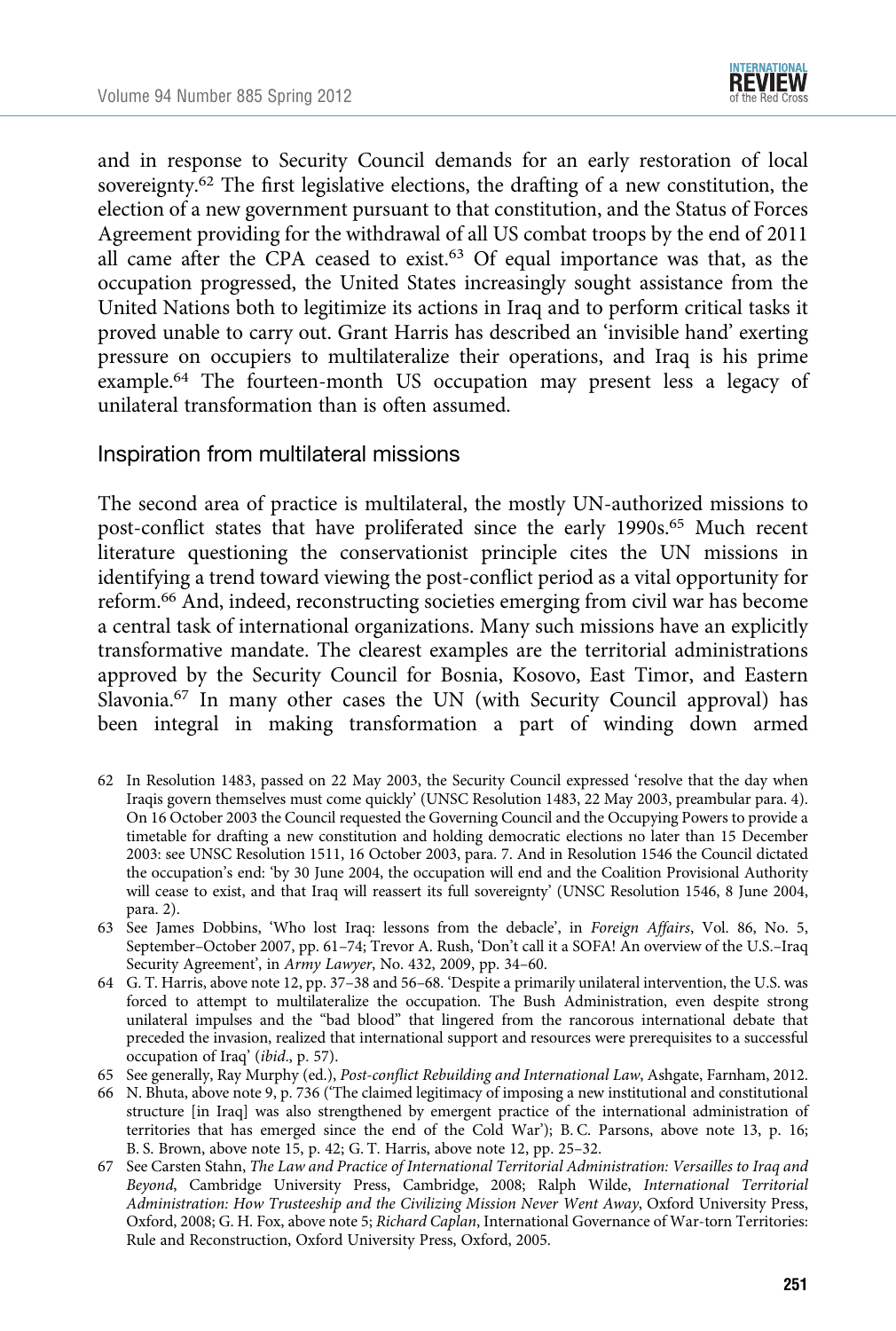and in response to Security Council demands for an early restoration of local sovereignty.[62] The first legislative elections, the drafting of a new constitution, the election of a new government pursuant to that constitution, and the Status of Forces Agreement providing for the withdrawal of all US combat troops by the end of 2011 all came after the CPA ceased to exist.[63] Of equal importance was that, as the occupation progressed, the United States increasingly sought assistance from the United Nations both to legitimize its actions in Iraq and to perform critical tasks it proved unable to carry out. Grant Harris has described an 'invisible hand' exerting pressure on occupiers to multilateralize their operations, and Iraq is his prime example.[64] The fourteen-month US occupation may present less a legacy of unilateral transformation than is often assumed.

## Inspiration from multilateral missions

The second area of practice is multilateral, the mostly UN-authorized missions to post-conflict states that have proliferated since the early 1990s.[65] Much recent literature questioning the conservationist principle cites the UN missions in identifying a trend toward viewing the post-conflict period as a vital opportunity for reform.[66] And, indeed, reconstructing societies emerging from civil war has become a central task of international organizations. Many such missions have an explicitly transformative mandate. The clearest examples are the territorial administrations approved by the Security Council for Bosnia, Kosovo, East Timor, and Eastern Slavonia.[67] In many other cases the UN (with Security Council approval) has been integral in making transformation a part of winding down armed

62 In Resolution 1483, passed on 22 May 2003, the Security Council expressed 'resolve that the day when Iraqis govern themselves must come quickly' (UNSC Resolution 1483, 22 May 2003, preambular para. 4). On 16 October 2003 the Council requested the Governing Council and the Occupying Powers to provide a timetable for drafting a new constitution and holding democratic elections no later than 15 December 2003: see UNSC Resolution 1511, 16 October 2003, para. 7. And in Resolution 1546 the Council dictated the occupation's end: 'by 30 June 2004, the occupation will end and the Coalition Provisional Authority will cease to exist, and that Iraq will reassert its full sovereignty' (UNSC Resolution 1546, 8 June 2004, para. 2).

63 See James Dobbins, 'Who lost Iraq: lessons from the debacle', in *Foreign Affairs*, Vol. 86, No. 5, September–October 2007, pp. 61–74; Trevor A. Rush, 'Don't call it a SOFA! An overview of the U.S.–Iraq Security Agreement', in *Army Lawyer*, No. 432, 2009, pp. 34–60.

64 G. T. Harris, above note 12, pp. 37–38 and 56–68. 'Despite a primarily unilateral intervention, the U.S. was forced to attempt to multilateralize the occupation. The Bush Administration, even despite strong unilateral impulses and the "bad blood" that lingered from the rancorous international debate that preceded the invasion, realized that international support and resources were prerequisites to a successful occupation of Iraq' (*ibid*., p. 57).

65 See generally, Ray Murphy (ed.), *Post-conflict Rebuilding and International Law*, Ashgate, Farnham, 2012.

66 N. Bhuta, above note 9, p. 736 ('The claimed legitimacy of imposing a new institutional and constitutional structure [in Iraq] was also strengthened by emergent practice of the international administration of territories that has emerged since the end of the Cold War'); B. C. Parsons, above note 13, p. 16; B. S. Brown, above note 15, p. 42; G. T. Harris, above note 12, pp. 25–32.

67 See Carsten Stahn, *The Law and Practice of International Territorial Administration: Versailles to Iraq and Beyond*, Cambridge University Press, Cambridge, 2008; Ralph Wilde, *International Territorial Administration: How Trusteeship and the Civilizing Mission Never Went Away*, Oxford University Press, Oxford, 2008; G. H. Fox, above note 5; *Richard Caplan*, International Governance of War-torn Territories: Rule and Reconstruction, Oxford University Press, Oxford, 2005.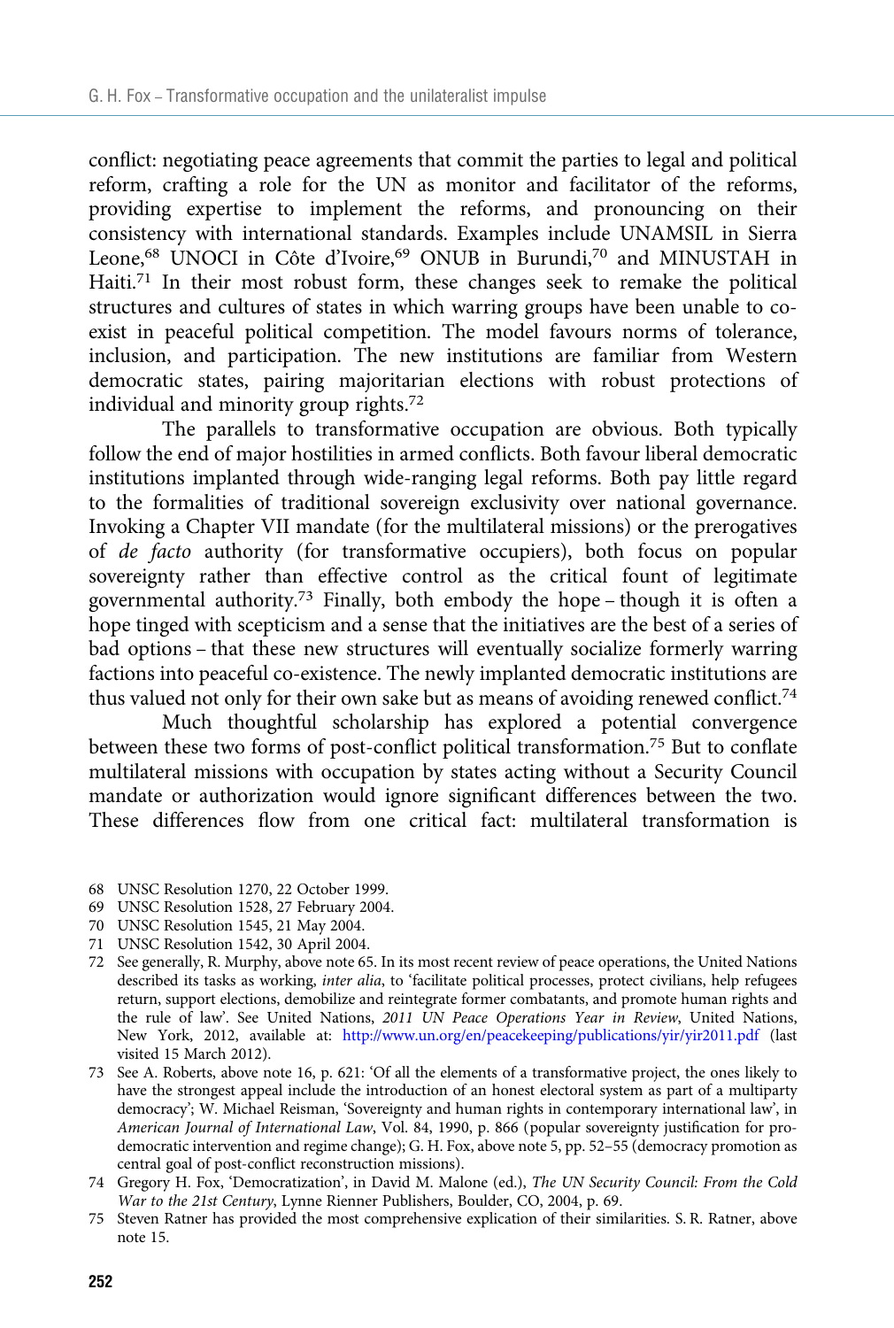conflict: negotiating peace agreements that commit the parties to legal and political reform, crafting a role for the UN as monitor and facilitator of the reforms, providing expertise to implement the reforms, and pronouncing on their consistency with international standards. Examples include UNAMSIL in Sierra Leone,[68] UNOCI in Côte d'Ivoire,[69] ONUB in Burundi,[70] and MINUSTAH in Haiti.[71] In their most robust form, these changes seek to remake the political structures and cultures of states in which warring groups have been unable to co-exist in peaceful political competition. The model favours norms of tolerance, inclusion, and participation. The new institutions are familiar from Western democratic states, pairing majoritarian elections with robust protections of individual and minority group rights.[72]

The parallels to transformative occupation are obvious. Both typically follow the end of major hostilities in armed conflicts. Both favour liberal democratic institutions implanted through wide-ranging legal reforms. Both pay little regard to the formalities of traditional sovereign exclusivity over national governance. Invoking a Chapter VII mandate (for the multilateral missions) or the prerogatives of *de facto* authority (for transformative occupiers), both focus on popular sovereignty rather than effective control as the critical fount of legitimate governmental authority.[73] Finally, both embody the hope – though it is often a hope tinged with scepticism and a sense that the initiatives are the best of a series of bad options – that these new structures will eventually socialize formerly warring factions into peaceful co-existence. The newly implanted democratic institutions are thus valued not only for their own sake but as means of avoiding renewed conflict.[74]

Much thoughtful scholarship has explored a potential convergence between these two forms of post-conflict political transformation.[75] But to conflate multilateral missions with occupation by states acting without a Security Council mandate or authorization would ignore significant differences between the two. These differences flow from one critical fact: multilateral transformation is

68 UNSC Resolution 1270, 22 October 1999.

69 UNSC Resolution 1528, 27 February 2004.

70 UNSC Resolution 1545, 21 May 2004.

71 UNSC Resolution 1542, 30 April 2004.

72 See generally, R. Murphy, above note 65. In its most recent review of peace operations, the United Nations described its tasks as working, *inter alia*, to 'facilitate political processes, protect civilians, help refugees return, support elections, demobilize and reintegrate former combatants, and promote human rights and the rule of law'. See United Nations, *2011 UN Peace Operations Year in Review*, United Nations, New York, 2012, available at: http://www.un.org/en/peacekeeping/publications/yir/yir2011.pdf (last visited 15 March 2012).

73 See A. Roberts, above note 16, p. 621: 'Of all the elements of a transformative project, the ones likely to have the strongest appeal include the introduction of an honest electoral system as part of a multiparty democracy'; W. Michael Reisman, 'Sovereignty and human rights in contemporary international law', in *American Journal of International Law*, Vol. 84, 1990, p. 866 (popular sovereignty justification for pro-democratic intervention and regime change); G. H. Fox, above note 5, pp. 52–55 (democracy promotion as central goal of post-conflict reconstruction missions).

74 Gregory H. Fox, 'Democratization', in David M. Malone (ed.), *The UN Security Council: From the Cold War to the 21st Century*, Lynne Rienner Publishers, Boulder, CO, 2004, p. 69.

75 Steven Ratner has provided the most comprehensive explication of their similarities. S. R. Ratner, above note 15.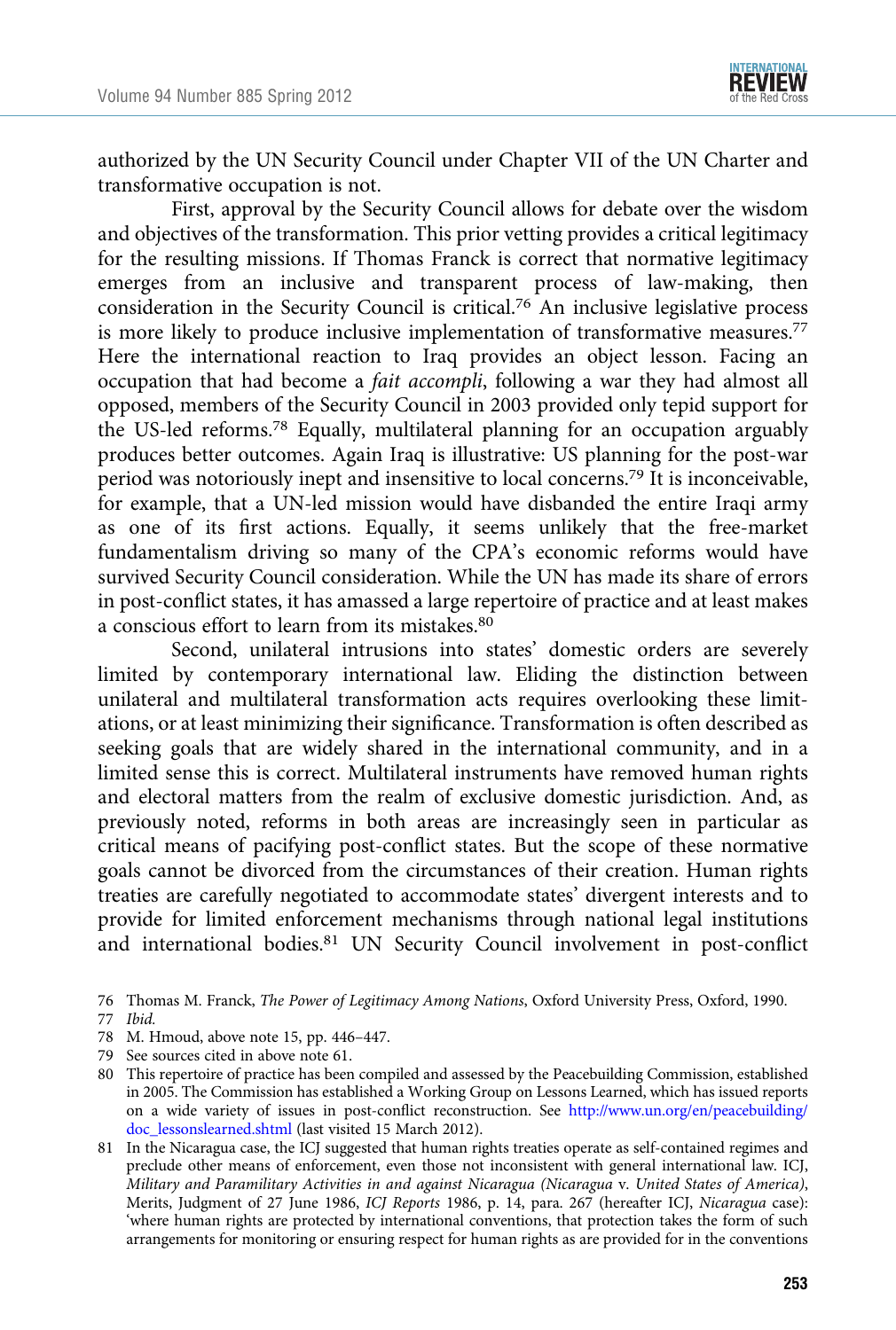authorized by the UN Security Council under Chapter VII of the UN Charter and transformative occupation is not.

First, approval by the Security Council allows for debate over the wisdom and objectives of the transformation. This prior vetting provides a critical legitimacy for the resulting missions. If Thomas Franck is correct that normative legitimacy emerges from an inclusive and transparent process of law-making, then consideration in the Security Council is critical.[76] An inclusive legislative process is more likely to produce inclusive implementation of transformative measures.[77] Here the international reaction to Iraq provides an object lesson. Facing an occupation that had become a *fait accompli*, following a war they had almost all opposed, members of the Security Council in 2003 provided only tepid support for the US-led reforms.[78] Equally, multilateral planning for an occupation arguably produces better outcomes. Again Iraq is illustrative: US planning for the post-war period was notoriously inept and insensitive to local concerns.[79] It is inconceivable, for example, that a UN-led mission would have disbanded the entire Iraqi army as one of its first actions. Equally, it seems unlikely that the free-market fundamentalism driving so many of the CPA's economic reforms would have survived Security Council consideration. While the UN has made its share of errors in post-conflict states, it has amassed a large repertoire of practice and at least makes a conscious effort to learn from its mistakes.[80]

Second, unilateral intrusions into states' domestic orders are severely limited by contemporary international law. Eliding the distinction between unilateral and multilateral transformation acts requires overlooking these limitations, or at least minimizing their significance. Transformation is often described as seeking goals that are widely shared in the international community, and in a limited sense this is correct. Multilateral instruments have removed human rights and electoral matters from the realm of exclusive domestic jurisdiction. And, as previously noted, reforms in both areas are increasingly seen in particular as critical means of pacifying post-conflict states. But the scope of these normative goals cannot be divorced from the circumstances of their creation. Human rights treaties are carefully negotiated to accommodate states' divergent interests and to provide for limited enforcement mechanisms through national legal institutions and international bodies.[81] UN Security Council involvement in post-conflict

76 Thomas M. Franck, *The Power of Legitimacy Among Nations*, Oxford University Press, Oxford, 1990.

77 *Ibid.*

78 M. Hmoud, above note 15, pp. 446–447.

79 See sources cited in above note 61.

80 This repertoire of practice has been compiled and assessed by the Peacebuilding Commission, established in 2005. The Commission has established a Working Group on Lessons Learned, which has issued reports on a wide variety of issues in post-conflict reconstruction. See http://www.un.org/en/peacebuilding/doc_lessonslearned.shtml (last visited 15 March 2012).

81 In the Nicaragua case, the ICJ suggested that human rights treaties operate as self-contained regimes and preclude other means of enforcement, even those not inconsistent with general international law. ICJ, *Military and Paramilitary Activities in and against Nicaragua (Nicaragua* v. *United States of America)*, Merits, Judgment of 27 June 1986, *ICJ Reports* 1986, p. 14, para. 267 (hereafter ICJ, *Nicaragua* case): 'where human rights are protected by international conventions, that protection takes the form of such arrangements for monitoring or ensuring respect for human rights as are provided for in the conventions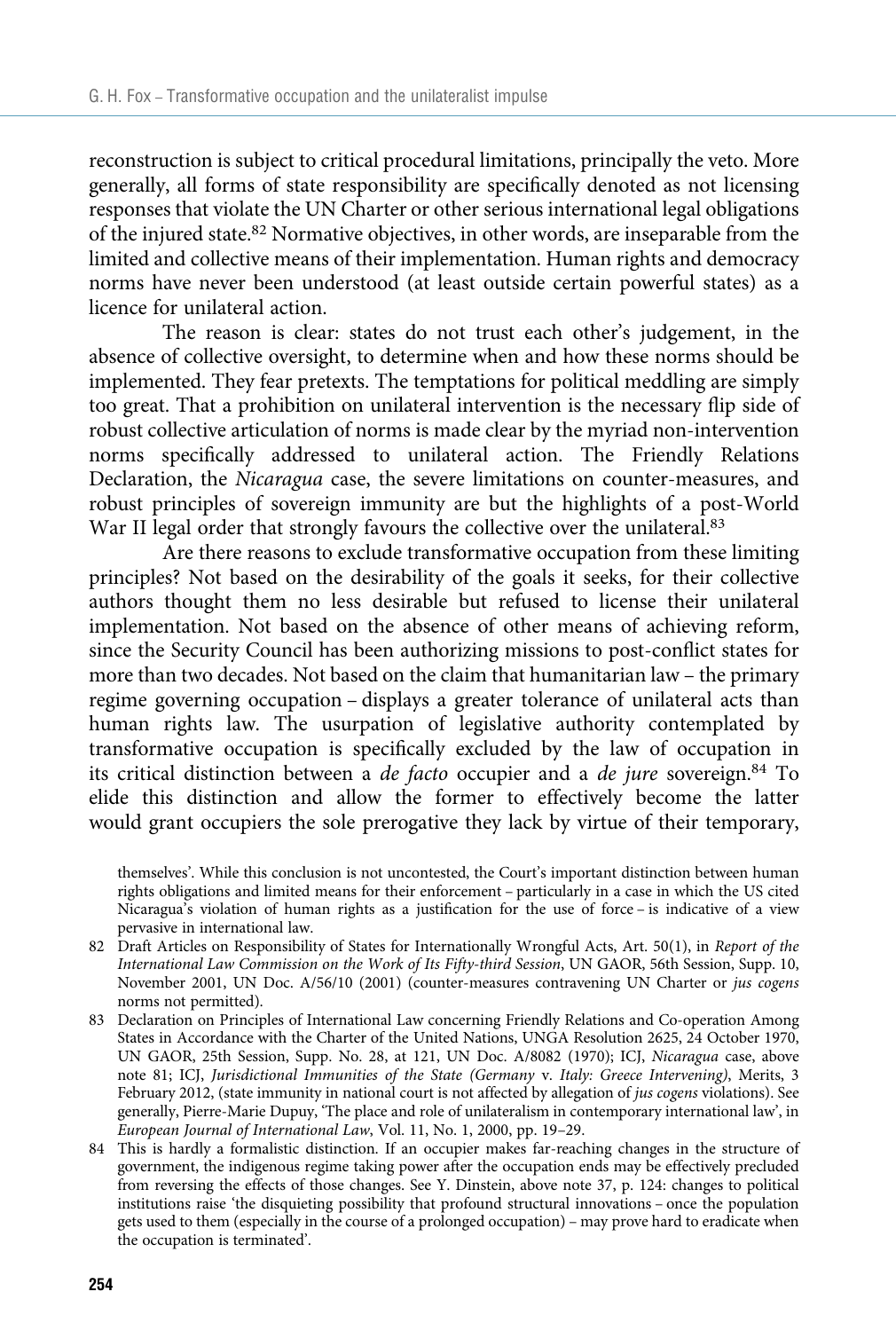reconstruction is subject to critical procedural limitations, principally the veto. More generally, all forms of state responsibility are specifically denoted as not licensing responses that violate the UN Charter or other serious international legal obligations of the injured state.[82] Normative objectives, in other words, are inseparable from the limited and collective means of their implementation. Human rights and democracy norms have never been understood (at least outside certain powerful states) as a licence for unilateral action.

The reason is clear: states do not trust each other's judgement, in the absence of collective oversight, to determine when and how these norms should be implemented. They fear pretexts. The temptations for political meddling are simply too great. That a prohibition on unilateral intervention is the necessary flip side of robust collective articulation of norms is made clear by the myriad non-intervention norms specifically addressed to unilateral action. The Friendly Relations Declaration, the *Nicaragua* case, the severe limitations on counter-measures, and robust principles of sovereign immunity are but the highlights of a post-World War II legal order that strongly favours the collective over the unilateral.[83]

Are there reasons to exclude transformative occupation from these limiting principles? Not based on the desirability of the goals it seeks, for their collective authors thought them no less desirable but refused to license their unilateral implementation. Not based on the absence of other means of achieving reform, since the Security Council has been authorizing missions to post-conflict states for more than two decades. Not based on the claim that humanitarian law – the primary regime governing occupation – displays a greater tolerance of unilateral acts than human rights law. The usurpation of legislative authority contemplated by transformative occupation is specifically excluded by the law of occupation in its critical distinction between a *de facto* occupier and a *de jure* sovereign.[84] To elide this distinction and allow the former to effectively become the latter would grant occupiers the sole prerogative they lack by virtue of their temporary,

themselves'. While this conclusion is not uncontested, the Court's important distinction between human rights obligations and limited means for their enforcement – particularly in a case in which the US cited Nicaragua's violation of human rights as a justification for the use of force – is indicative of a view pervasive in international law.

82 Draft Articles on Responsibility of States for Internationally Wrongful Acts, Art. 50(1), in *Report of the International Law Commission on the Work of Its Fifty-third Session*, UN GAOR, 56th Session, Supp. 10, November 2001, UN Doc. A/56/10 (2001) (counter-measures contravening UN Charter or *jus cogens* norms not permitted).

83 Declaration on Principles of International Law concerning Friendly Relations and Co-operation Among States in Accordance with the Charter of the United Nations, UNGA Resolution 2625, 24 October 1970, UN GAOR, 25th Session, Supp. No. 28, at 121, UN Doc. A/8082 (1970); ICJ, *Nicaragua* case, above note 81; ICJ, *Jurisdictional Immunities of the State (Germany* v. *Italy: Greece Intervening)*, Merits, 3 February 2012, (state immunity in national court is not affected by allegation of *jus cogens* violations). See generally, Pierre-Marie Dupuy, 'The place and role of unilateralism in contemporary international law', in *European Journal of International Law*, Vol. 11, No. 1, 2000, pp. 19–29.

84 This is hardly a formalistic distinction. If an occupier makes far-reaching changes in the structure of government, the indigenous regime taking power after the occupation ends may be effectively precluded from reversing the effects of those changes. See Y. Dinstein, above note 37, p. 124: changes to political institutions raise 'the disquieting possibility that profound structural innovations – once the population gets used to them (especially in the course of a prolonged occupation) – may prove hard to eradicate when the occupation is terminated'.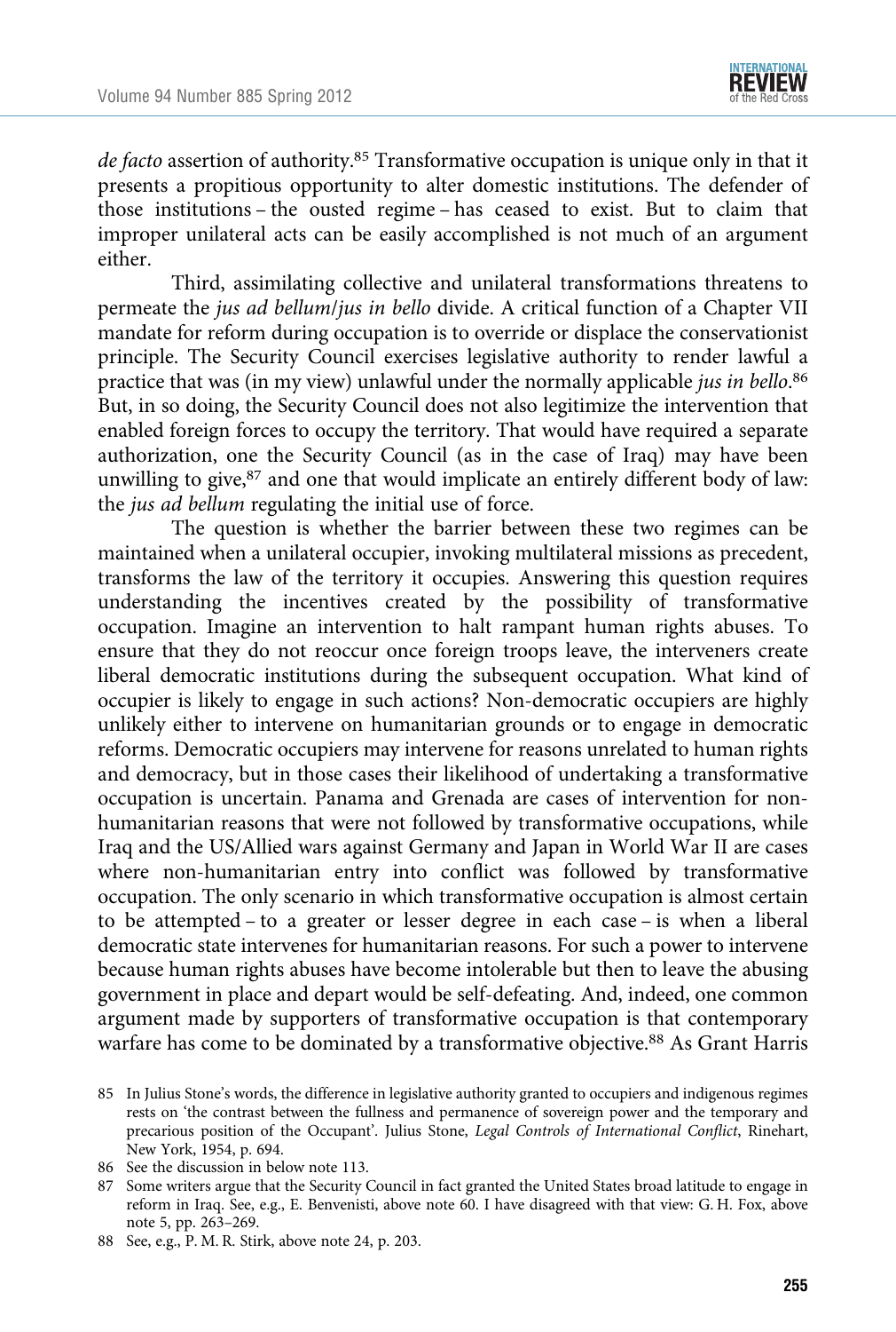*de facto* assertion of authority.[85] Transformative occupation is unique only in that it presents a propitious opportunity to alter domestic institutions. The defender of those institutions – the ousted regime – has ceased to exist. But to claim that improper unilateral acts can be easily accomplished is not much of an argument either.

Third, assimilating collective and unilateral transformations threatens to permeate the *jus ad bellum*/*jus in bello* divide. A critical function of a Chapter VII mandate for reform during occupation is to override or displace the conservationist principle. The Security Council exercises legislative authority to render lawful a practice that was (in my view) unlawful under the normally applicable *jus in bello*.[86] But, in so doing, the Security Council does not also legitimize the intervention that enabled foreign forces to occupy the territory. That would have required a separate authorization, one the Security Council (as in the case of Iraq) may have been unwilling to give,[87] and one that would implicate an entirely different body of law: the *jus ad bellum* regulating the initial use of force.

The question is whether the barrier between these two regimes can be maintained when a unilateral occupier, invoking multilateral missions as precedent, transforms the law of the territory it occupies. Answering this question requires understanding the incentives created by the possibility of transformative occupation. Imagine an intervention to halt rampant human rights abuses. To ensure that they do not reoccur once foreign troops leave, the interveners create liberal democratic institutions during the subsequent occupation. What kind of occupier is likely to engage in such actions? Non-democratic occupiers are highly unlikely either to intervene on humanitarian grounds or to engage in democratic reforms. Democratic occupiers may intervene for reasons unrelated to human rights and democracy, but in those cases their likelihood of undertaking a transformative occupation is uncertain. Panama and Grenada are cases of intervention for non-humanitarian reasons that were not followed by transformative occupations, while Iraq and the US/Allied wars against Germany and Japan in World War II are cases where non-humanitarian entry into conflict was followed by transformative occupation. The only scenario in which transformative occupation is almost certain to be attempted – to a greater or lesser degree in each case – is when a liberal democratic state intervenes for humanitarian reasons. For such a power to intervene because human rights abuses have become intolerable but then to leave the abusing government in place and depart would be self-defeating. And, indeed, one common argument made by supporters of transformative occupation is that contemporary warfare has come to be dominated by a transformative objective.[88] As Grant Harris

85 In Julius Stone's words, the difference in legislative authority granted to occupiers and indigenous regimes rests on 'the contrast between the fullness and permanence of sovereign power and the temporary and precarious position of the Occupant'. Julius Stone, *Legal Controls of International Conflict*, Rinehart, New York, 1954, p. 694.

86 See the discussion in below note 113.

87 Some writers argue that the Security Council in fact granted the United States broad latitude to engage in reform in Iraq. See, e.g., E. Benvenisti, above note 60. I have disagreed with that view: G. H. Fox, above note 5, pp. 263–269.

88 See, e.g., P. M. R. Stirk, above note 24, p. 203.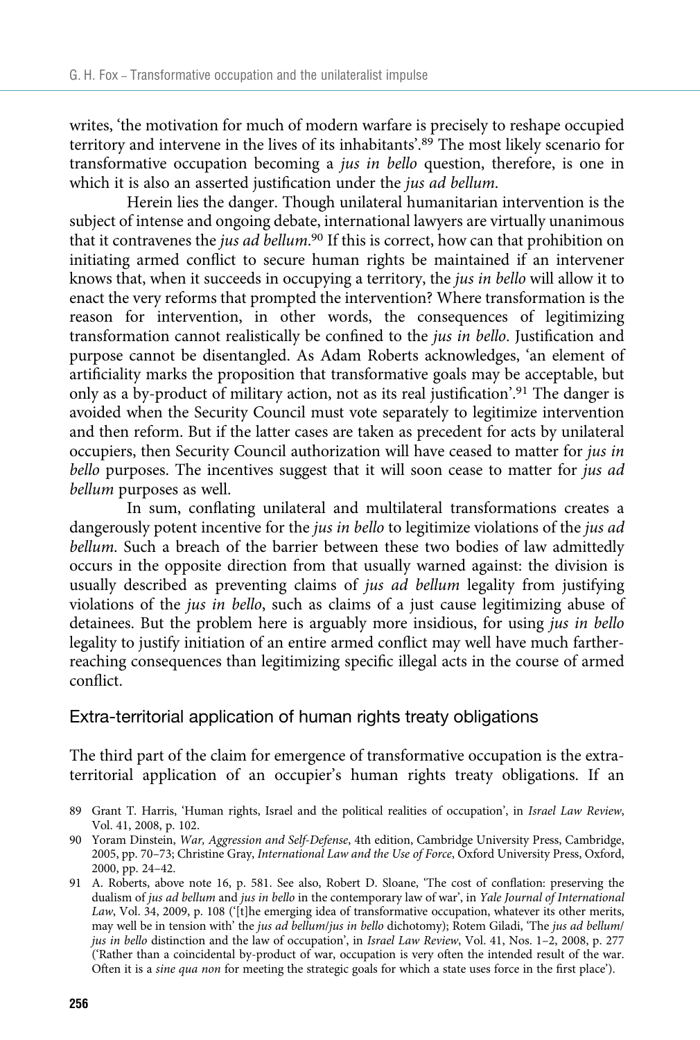writes, 'the motivation for much of modern warfare is precisely to reshape occupied territory and intervene in the lives of its inhabitants'.[89] The most likely scenario for transformative occupation becoming a *jus in bello* question, therefore, is one in which it is also an asserted justification under the *jus ad bellum*.

Herein lies the danger. Though unilateral humanitarian intervention is the subject of intense and ongoing debate, international lawyers are virtually unanimous that it contravenes the *jus ad bellum*.[90] If this is correct, how can that prohibition on initiating armed conflict to secure human rights be maintained if an intervener knows that, when it succeeds in occupying a territory, the *jus in bello* will allow it to enact the very reforms that prompted the intervention? Where transformation is the reason for intervention, in other words, the consequences of legitimizing transformation cannot realistically be confined to the *jus in bello*. Justification and purpose cannot be disentangled. As Adam Roberts acknowledges, 'an element of artificiality marks the proposition that transformative goals may be acceptable, but only as a by-product of military action, not as its real justification'.[91] The danger is avoided when the Security Council must vote separately to legitimize intervention and then reform. But if the latter cases are taken as precedent for acts by unilateral occupiers, then Security Council authorization will have ceased to matter for *jus in bello* purposes. The incentives suggest that it will soon cease to matter for *jus ad bellum* purposes as well.

In sum, conflating unilateral and multilateral transformations creates a dangerously potent incentive for the *jus in bello* to legitimize violations of the *jus ad bellum*. Such a breach of the barrier between these two bodies of law admittedly occurs in the opposite direction from that usually warned against: the division is usually described as preventing claims of *jus ad bellum* legality from justifying violations of the *jus in bello*, such as claims of a just cause legitimizing abuse of detainees. But the problem here is arguably more insidious, for using *jus in bello* legality to justify initiation of an entire armed conflict may well have much farther-reaching consequences than legitimizing specific illegal acts in the course of armed conflict.

## Extra-territorial application of human rights treaty obligations

The third part of the claim for emergence of transformative occupation is the extra-territorial application of an occupier's human rights treaty obligations. If an

89 Grant T. Harris, 'Human rights, Israel and the political realities of occupation', in *Israel Law Review*, Vol. 41, 2008, p. 102.

90 Yoram Dinstein, *War, Aggression and Self-Defense*, 4th edition, Cambridge University Press, Cambridge, 2005, pp. 70–73; Christine Gray, *International Law and the Use of Force*, Oxford University Press, Oxford, 2000, pp. 24–42.

91 A. Roberts, above note 16, p. 581. See also, Robert D. Sloane, 'The cost of conflation: preserving the dualism of *jus ad bellum* and *jus in bello* in the contemporary law of war', in *Yale Journal of International Law*, Vol. 34, 2009, p. 108 ('[t]he emerging idea of transformative occupation, whatever its other merits, may well be in tension with' the *jus ad bellum*/*jus in bello* dichotomy); Rotem Giladi, 'The *jus ad bellum*/*jus in bello* distinction and the law of occupation', in *Israel Law Review*, Vol. 41, Nos. 1–2, 2008, p. 277 ('Rather than a coincidental by-product of war, occupation is very often the intended result of the war. Often it is a *sine qua non* for meeting the strategic goals for which a state uses force in the first place').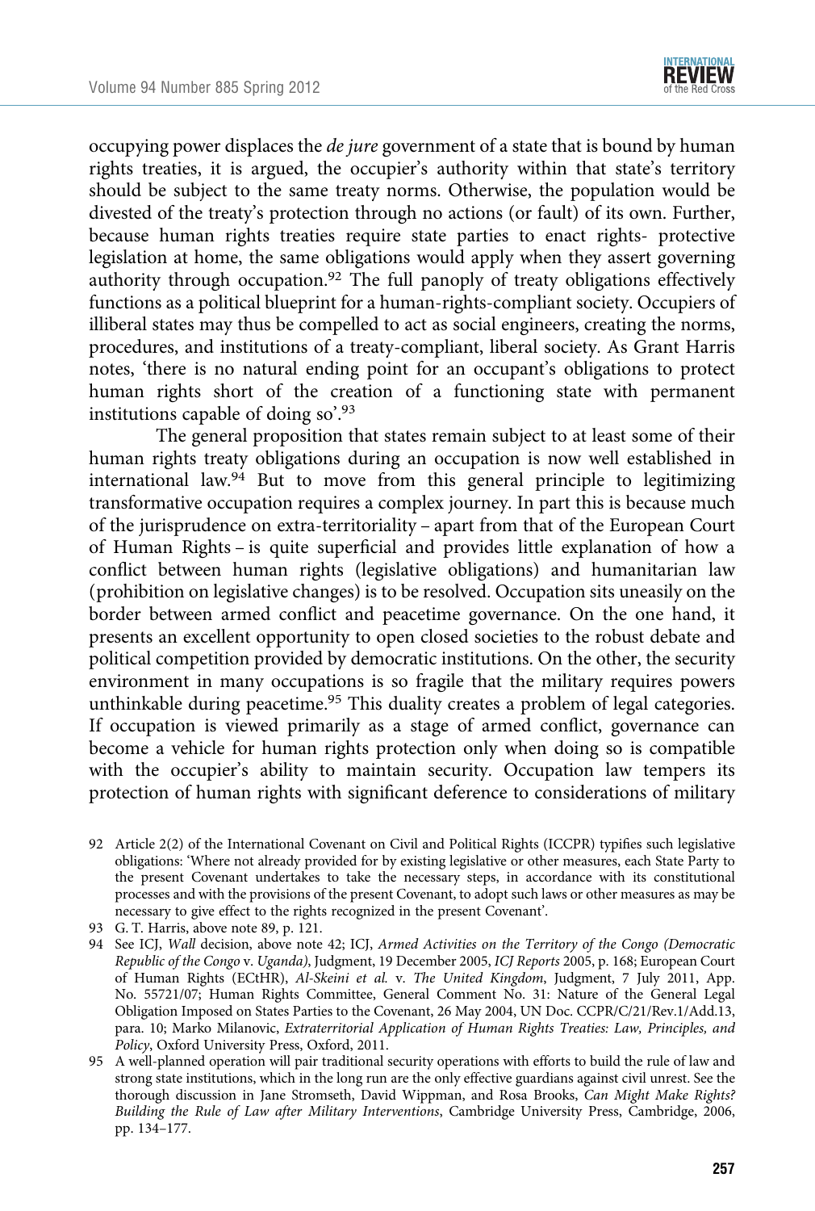occupying power displaces the *de jure* government of a state that is bound by human rights treaties, it is argued, the occupier's authority within that state's territory should be subject to the same treaty norms. Otherwise, the population would be divested of the treaty's protection through no actions (or fault) of its own. Further, because human rights treaties require state parties to enact rights- protective legislation at home, the same obligations would apply when they assert governing authority through occupation.[92] The full panoply of treaty obligations effectively functions as a political blueprint for a human-rights-compliant society. Occupiers of illiberal states may thus be compelled to act as social engineers, creating the norms, procedures, and institutions of a treaty-compliant, liberal society. As Grant Harris notes, 'there is no natural ending point for an occupant's obligations to protect human rights short of the creation of a functioning state with permanent institutions capable of doing so'.[93]

The general proposition that states remain subject to at least some of their human rights treaty obligations during an occupation is now well established in international law.[94] But to move from this general principle to legitimizing transformative occupation requires a complex journey. In part this is because much of the jurisprudence on extra-territoriality – apart from that of the European Court of Human Rights – is quite superficial and provides little explanation of how a conflict between human rights (legislative obligations) and humanitarian law (prohibition on legislative changes) is to be resolved. Occupation sits uneasily on the border between armed conflict and peacetime governance. On the one hand, it presents an excellent opportunity to open closed societies to the robust debate and political competition provided by democratic institutions. On the other, the security environment in many occupations is so fragile that the military requires powers unthinkable during peacetime.[95] This duality creates a problem of legal categories. If occupation is viewed primarily as a stage of armed conflict, governance can become a vehicle for human rights protection only when doing so is compatible with the occupier's ability to maintain security. Occupation law tempers its protection of human rights with significant deference to considerations of military

92 Article 2(2) of the International Covenant on Civil and Political Rights (ICCPR) typifies such legislative obligations: 'Where not already provided for by existing legislative or other measures, each State Party to the present Covenant undertakes to take the necessary steps, in accordance with its constitutional processes and with the provisions of the present Covenant, to adopt such laws or other measures as may be necessary to give effect to the rights recognized in the present Covenant'.

93 G. T. Harris, above note 89, p. 121.

94 See ICJ, *Wall* decision, above note 42; ICJ, *Armed Activities on the Territory of the Congo (Democratic Republic of the Congo* v. *Uganda)*, Judgment, 19 December 2005, *ICJ Reports* 2005, p. 168; European Court of Human Rights (ECtHR), *Al-Skeini et al.* v. *The United Kingdom*, Judgment, 7 July 2011, App. No. 55721/07; Human Rights Committee, General Comment No. 31: Nature of the General Legal Obligation Imposed on States Parties to the Covenant, 26 May 2004, UN Doc. CCPR/C/21/Rev.1/Add.13, para. 10; Marko Milanovic, *Extraterritorial Application of Human Rights Treaties: Law, Principles, and Policy*, Oxford University Press, Oxford, 2011.

95 A well-planned operation will pair traditional security operations with efforts to build the rule of law and strong state institutions, which in the long run are the only effective guardians against civil unrest. See the thorough discussion in Jane Stromseth, David Wippman, and Rosa Brooks, *Can Might Make Rights? Building the Rule of Law after Military Interventions*, Cambridge University Press, Cambridge, 2006, pp. 134–177.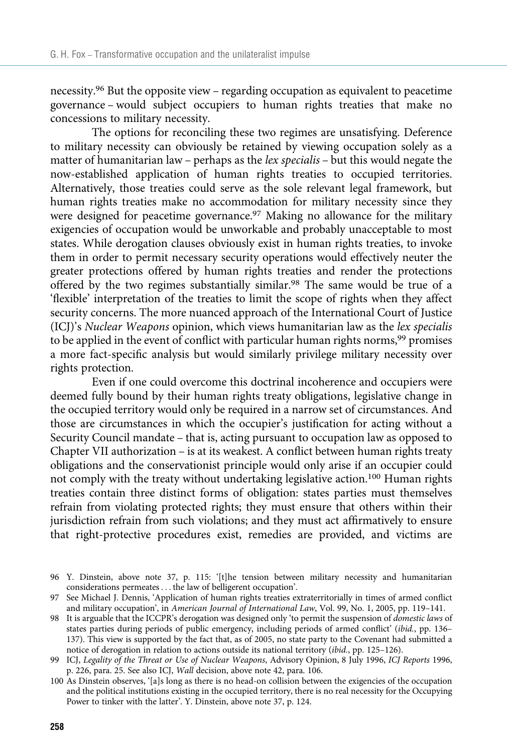necessity.[96] But the opposite view – regarding occupation as equivalent to peacetime governance – would subject occupiers to human rights treaties that make no concessions to military necessity.

The options for reconciling these two regimes are unsatisfying. Deference to military necessity can obviously be retained by viewing occupation solely as a matter of humanitarian law – perhaps as the *lex specialis* – but this would negate the now-established application of human rights treaties to occupied territories. Alternatively, those treaties could serve as the sole relevant legal framework, but human rights treaties make no accommodation for military necessity since they were designed for peacetime governance.[97] Making no allowance for the military exigencies of occupation would be unworkable and probably unacceptable to most states. While derogation clauses obviously exist in human rights treaties, to invoke them in order to permit necessary security operations would effectively neuter the greater protections offered by human rights treaties and render the protections offered by the two regimes substantially similar.[98] The same would be true of a 'flexible' interpretation of the treaties to limit the scope of rights when they affect security concerns. The more nuanced approach of the International Court of Justice (ICJ)'s *Nuclear Weapons* opinion, which views humanitarian law as the *lex specialis* to be applied in the event of conflict with particular human rights norms,[99] promises a more fact-specific analysis but would similarly privilege military necessity over rights protection.

Even if one could overcome this doctrinal incoherence and occupiers were deemed fully bound by their human rights treaty obligations, legislative change in the occupied territory would only be required in a narrow set of circumstances. And those are circumstances in which the occupier's justification for acting without a Security Council mandate – that is, acting pursuant to occupation law as opposed to Chapter VII authorization – is at its weakest. A conflict between human rights treaty obligations and the conservationist principle would only arise if an occupier could not comply with the treaty without undertaking legislative action.[100] Human rights treaties contain three distinct forms of obligation: states parties must themselves refrain from violating protected rights; they must ensure that others within their jurisdiction refrain from such violations; and they must act affirmatively to ensure that right-protective procedures exist, remedies are provided, and victims are

96 Y. Dinstein, above note 37, p. 115: '[t]he tension between military necessity and humanitarian considerations permeates . . . the law of belligerent occupation'.

97 See Michael J. Dennis, 'Application of human rights treaties extraterritorially in times of armed conflict and military occupation', in *American Journal of International Law*, Vol. 99, No. 1, 2005, pp. 119–141.

98 It is arguable that the ICCPR's derogation was designed only 'to permit the suspension of *domestic laws* of states parties during periods of public emergency, including periods of armed conflict' (*ibid.*, pp. 136–137). This view is supported by the fact that, as of 2005, no state party to the Covenant had submitted a notice of derogation in relation to actions outside its national territory (*ibid.*, pp. 125–126).

99 ICJ, *Legality of the Threat or Use of Nuclear Weapons*, Advisory Opinion, 8 July 1996, *ICJ Reports* 1996, p. 226, para. 25. See also ICJ, *Wall* decision, above note 42, para. 106.

100 As Dinstein observes, '[a]s long as there is no head-on collision between the exigencies of the occupation and the political institutions existing in the occupied territory, there is no real necessity for the Occupying Power to tinker with the latter'. Y. Dinstein, above note 37, p. 124.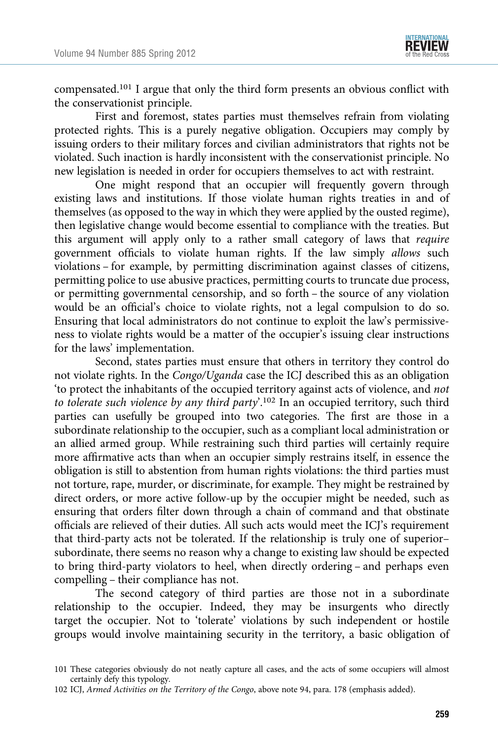compensated.[101] I argue that only the third form presents an obvious conflict with the conservationist principle.

First and foremost, states parties must themselves refrain from violating protected rights. This is a purely negative obligation. Occupiers may comply by issuing orders to their military forces and civilian administrators that rights not be violated. Such inaction is hardly inconsistent with the conservationist principle. No new legislation is needed in order for occupiers themselves to act with restraint.

One might respond that an occupier will frequently govern through existing laws and institutions. If those violate human rights treaties in and of themselves (as opposed to the way in which they were applied by the ousted regime), then legislative change would become essential to compliance with the treaties. But this argument will apply only to a rather small category of laws that *require* government officials to violate human rights. If the law simply *allows* such violations – for example, by permitting discrimination against classes of citizens, permitting police to use abusive practices, permitting courts to truncate due process, or permitting governmental censorship, and so forth – the source of any violation would be an official's choice to violate rights, not a legal compulsion to do so. Ensuring that local administrators do not continue to exploit the law's permissiveness to violate rights would be a matter of the occupier's issuing clear instructions for the laws' implementation.

Second, states parties must ensure that others in territory they control do not violate rights. In the *Congo/Uganda* case the ICJ described this as an obligation 'to protect the inhabitants of the occupied territory against acts of violence, and *not to tolerate such violence by any third party*'.[102] In an occupied territory, such third parties can usefully be grouped into two categories. The first are those in a subordinate relationship to the occupier, such as a compliant local administration or an allied armed group. While restraining such third parties will certainly require more affirmative acts than when an occupier simply restrains itself, in essence the obligation is still to abstention from human rights violations: the third parties must not torture, rape, murder, or discriminate, for example. They might be restrained by direct orders, or more active follow-up by the occupier might be needed, such as ensuring that orders filter down through a chain of command and that obstinate officials are relieved of their duties. All such acts would meet the ICJ's requirement that third-party acts not be tolerated. If the relationship is truly one of superior–subordinate, there seems no reason why a change to existing law should be expected to bring third-party violators to heel, when directly ordering – and perhaps even compelling – their compliance has not.

The second category of third parties are those not in a subordinate relationship to the occupier. Indeed, they may be insurgents who directly target the occupier. Not to 'tolerate' violations by such independent or hostile groups would involve maintaining security in the territory, a basic obligation of

101 These categories obviously do not neatly capture all cases, and the acts of some occupiers will almost certainly defy this typology.

102 ICJ, *Armed Activities on the Territory of the Congo*, above note 94, para. 178 (emphasis added).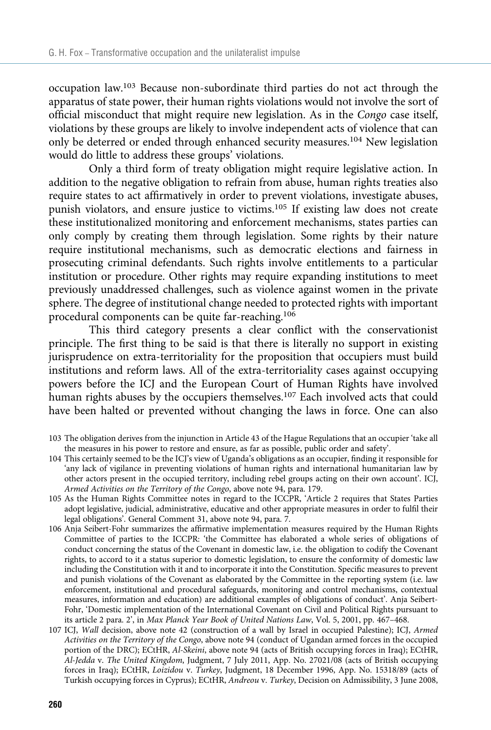occupation law.[103] Because non-subordinate third parties do not act through the apparatus of state power, their human rights violations would not involve the sort of official misconduct that might require new legislation. As in the *Congo* case itself, violations by these groups are likely to involve independent acts of violence that can only be deterred or ended through enhanced security measures.[104] New legislation would do little to address these groups' violations.

Only a third form of treaty obligation might require legislative action. In addition to the negative obligation to refrain from abuse, human rights treaties also require states to act affirmatively in order to prevent violations, investigate abuses, punish violators, and ensure justice to victims.[105] If existing law does not create these institutionalized monitoring and enforcement mechanisms, states parties can only comply by creating them through legislation. Some rights by their nature require institutional mechanisms, such as democratic elections and fairness in prosecuting criminal defendants. Such rights involve entitlements to a particular institution or procedure. Other rights may require expanding institutions to meet previously unaddressed challenges, such as violence against women in the private sphere. The degree of institutional change needed to protected rights with important procedural components can be quite far-reaching.[106]

This third category presents a clear conflict with the conservationist principle. The first thing to be said is that there is literally no support in existing jurisprudence on extra-territoriality for the proposition that occupiers must build institutions and reform laws. All of the extra-territoriality cases against occupying powers before the ICJ and the European Court of Human Rights have involved human rights abuses by the occupiers themselves.[107] Each involved acts that could have been halted or prevented without changing the laws in force. One can also

103 The obligation derives from the injunction in Article 43 of the Hague Regulations that an occupier 'take all the measures in his power to restore and ensure, as far as possible, public order and safety'.

104 This certainly seemed to be the ICJ's view of Uganda's obligations as an occupier, finding it responsible for 'any lack of vigilance in preventing violations of human rights and international humanitarian law by other actors present in the occupied territory, including rebel groups acting on their own account'. ICJ, *Armed Activities on the Territory of the Congo*, above note 94, para. 179.

105 As the Human Rights Committee notes in regard to the ICCPR, 'Article 2 requires that States Parties adopt legislative, judicial, administrative, educative and other appropriate measures in order to fulfil their legal obligations'. General Comment 31, above note 94, para. 7.

106 Anja Seibert-Fohr summarizes the affirmative implementation measures required by the Human Rights Committee of parties to the ICCPR: 'the Committee has elaborated a whole series of obligations of conduct concerning the status of the Covenant in domestic law, i.e. the obligation to codify the Covenant rights, to accord to it a status superior to domestic legislation, to ensure the conformity of domestic law including the Constitution with it and to incorporate it into the Constitution. Specific measures to prevent and punish violations of the Covenant as elaborated by the Committee in the reporting system (i.e. law enforcement, institutional and procedural safeguards, monitoring and control mechanisms, contextual measures, information and education) are additional examples of obligations of conduct'. Anja Seibert-Fohr, 'Domestic implementation of the International Covenant on Civil and Political Rights pursuant to its article 2 para. 2', in *Max Planck Year Book of United Nations Law*, Vol. 5, 2001, pp. 467–468.

107 ICJ, *Wall* decision, above note 42 (construction of a wall by Israel in occupied Palestine); ICJ, *Armed Activities on the Territory of the Congo*, above note 94 (conduct of Ugandan armed forces in the occupied portion of the DRC); ECtHR, *Al-Skeini*, above note 94 (acts of British occupying forces in Iraq); ECtHR, *Al-Jedda* v. *The United Kingdom*, Judgment, 7 July 2011, App. No. 27021/08 (acts of British occupying forces in Iraq); ECtHR, *Loizidou* v. *Turkey*, Judgment, 18 December 1996, App. No. 15318/89 (acts of Turkish occupying forces in Cyprus); ECtHR, *Andreou* v. *Turkey*, Decision on Admissibility, 3 June 2008,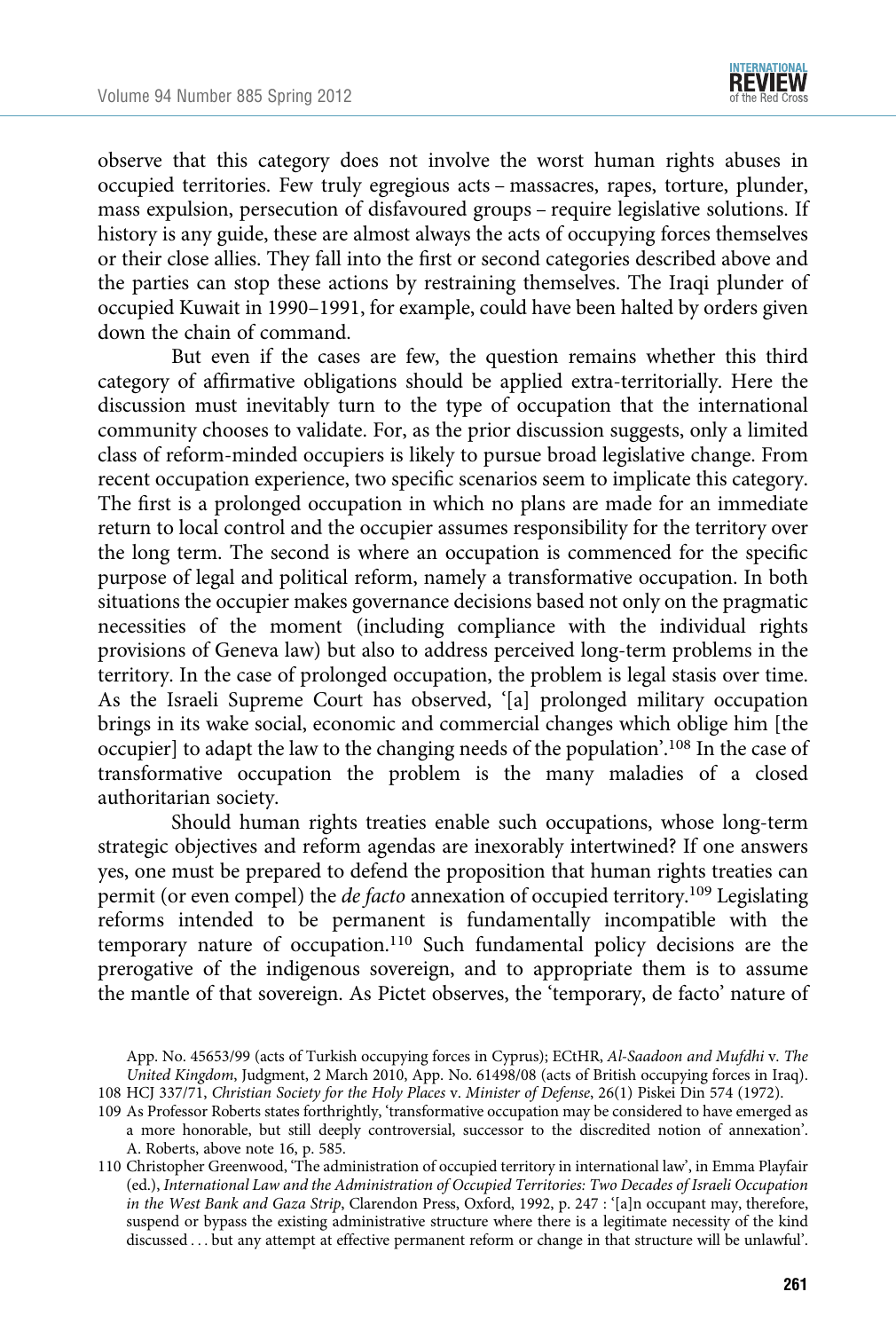observe that this category does not involve the worst human rights abuses in occupied territories. Few truly egregious acts – massacres, rapes, torture, plunder, mass expulsion, persecution of disfavoured groups – require legislative solutions. If history is any guide, these are almost always the acts of occupying forces themselves or their close allies. They fall into the first or second categories described above and the parties can stop these actions by restraining themselves. The Iraqi plunder of occupied Kuwait in 1990–1991, for example, could have been halted by orders given down the chain of command.

But even if the cases are few, the question remains whether this third category of affirmative obligations should be applied extra-territorially. Here the discussion must inevitably turn to the type of occupation that the international community chooses to validate. For, as the prior discussion suggests, only a limited class of reform-minded occupiers is likely to pursue broad legislative change. From recent occupation experience, two specific scenarios seem to implicate this category. The first is a prolonged occupation in which no plans are made for an immediate return to local control and the occupier assumes responsibility for the territory over the long term. The second is where an occupation is commenced for the specific purpose of legal and political reform, namely a transformative occupation. In both situations the occupier makes governance decisions based not only on the pragmatic necessities of the moment (including compliance with the individual rights provisions of Geneva law) but also to address perceived long-term problems in the territory. In the case of prolonged occupation, the problem is legal stasis over time. As the Israeli Supreme Court has observed, '[a] prolonged military occupation brings in its wake social, economic and commercial changes which oblige him [the occupier] to adapt the law to the changing needs of the population'.[108] In the case of transformative occupation the problem is the many maladies of a closed authoritarian society.

Should human rights treaties enable such occupations, whose long-term strategic objectives and reform agendas are inexorably intertwined? If one answers yes, one must be prepared to defend the proposition that human rights treaties can permit (or even compel) the *de facto* annexation of occupied territory.[109] Legislating reforms intended to be permanent is fundamentally incompatible with the temporary nature of occupation.[110] Such fundamental policy decisions are the prerogative of the indigenous sovereign, and to appropriate them is to assume the mantle of that sovereign. As Pictet observes, the 'temporary, de facto' nature of

App. No. 45653/99 (acts of Turkish occupying forces in Cyprus); ECtHR, *Al-Saadoon and Mufdhi* v. *The United Kingdom*, Judgment, 2 March 2010, App. No. 61498/08 (acts of British occupying forces in Iraq).

108 HCJ 337/71, *Christian Society for the Holy Places* v. *Minister of Defense*, 26(1) Piskei Din 574 (1972).

109 As Professor Roberts states forthrightly, 'transformative occupation may be considered to have emerged as a more honorable, but still deeply controversial, successor to the discredited notion of annexation'. A. Roberts, above note 16, p. 585.

110 Christopher Greenwood, 'The administration of occupied territory in international law', in Emma Playfair (ed.), *International Law and the Administration of Occupied Territories: Two Decades of Israeli Occupation in the West Bank and Gaza Strip*, Clarendon Press, Oxford, 1992, p. 247 : '[a]n occupant may, therefore, suspend or bypass the existing administrative structure where there is a legitimate necessity of the kind discussed . . . but any attempt at effective permanent reform or change in that structure will be unlawful'.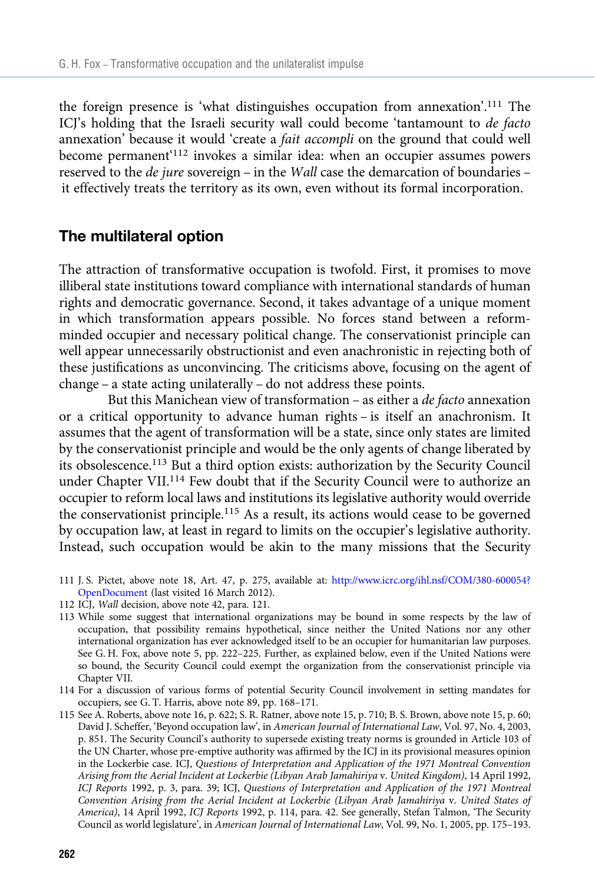the foreign presence is 'what distinguishes occupation from annexation'.[111] The ICJ's holding that the Israeli security wall could become 'tantamount to *de facto* annexation' because it would 'create a *fait accompli* on the ground that could well become permanent'[112] invokes a similar idea: when an occupier assumes powers reserved to the *de jure* sovereign – in the *Wall* case the demarcation of boundaries – it effectively treats the territory as its own, even without its formal incorporation.

## The multilateral option

The attraction of transformative occupation is twofold. First, it promises to move illiberal state institutions toward compliance with international standards of human rights and democratic governance. Second, it takes advantage of a unique moment in which transformation appears possible. No forces stand between a reform-minded occupier and necessary political change. The conservationist principle can well appear unnecessarily obstructionist and even anachronistic in rejecting both of these justifications as unconvincing. The criticisms above, focusing on the agent of change – a state acting unilaterally – do not address these points.

But this Manichean view of transformation – as either a *de facto* annexation or a critical opportunity to advance human rights – is itself an anachronism. It assumes that the agent of transformation will be a state, since only states are limited by the conservationist principle and would be the only agents of change liberated by its obsolescence.[113] But a third option exists: authorization by the Security Council under Chapter VII.[114] Few doubt that if the Security Council were to authorize an occupier to reform local laws and institutions its legislative authority would override the conservationist principle.[115] As a result, its actions would cease to be governed by occupation law, at least in regard to limits on the occupier's legislative authority. Instead, such occupation would be akin to the many missions that the Security

---

111 J. S. Pictet, above note 18, Art. 47, p. 275, available at: http://www.icrc.org/ihl.nsf/COM/380-600054?OpenDocument (last visited 16 March 2012).

112 ICJ, *Wall* decision, above note 42, para. 121.

113 While some suggest that international organizations may be bound in some respects by the law of occupation, that possibility remains hypothetical, since neither the United Nations nor any other international organization has ever acknowledged itself to be an occupier for humanitarian law purposes. See G. H. Fox, above note 5, pp. 222–225. Further, as explained below, even if the United Nations were so bound, the Security Council could exempt the organization from the conservationist principle via Chapter VII.

114 For a discussion of various forms of potential Security Council involvement in setting mandates for occupiers, see G. T. Harris, above note 89, pp. 168–171.

115 See A. Roberts, above note 16, p. 622; S. R. Ratner, above note 15, p. 710; B. S. Brown, above note 15, p. 60; David J. Scheffer, 'Beyond occupation law', in *American Journal of International Law*, Vol. 97, No. 4, 2003, p. 851. The Security Council's authority to supersede existing treaty norms is grounded in Article 103 of the UN Charter, whose pre-emptive authority was affirmed by the ICJ in its provisional measures opinion in the Lockerbie case. ICJ, *Questions of Interpretation and Application of the 1971 Montreal Convention Arising from the Aerial Incident at Lockerbie (Libyan Arab Jamahiriya* v. *United Kingdom)*, 14 April 1992, *ICJ Reports* 1992, p. 3, para. 39; ICJ, *Questions of Interpretation and Application of the 1971 Montreal Convention Arising from the Aerial Incident at Lockerbie (Libyan Arab Jamahiriya* v. *United States of America)*, 14 April 1992, *ICJ Reports* 1992, p. 114, para. 42. See generally, Stefan Talmon, 'The Security Council as world legislature', in *American Journal of International Law*, Vol. 99, No. 1, 2005, pp. 175–193.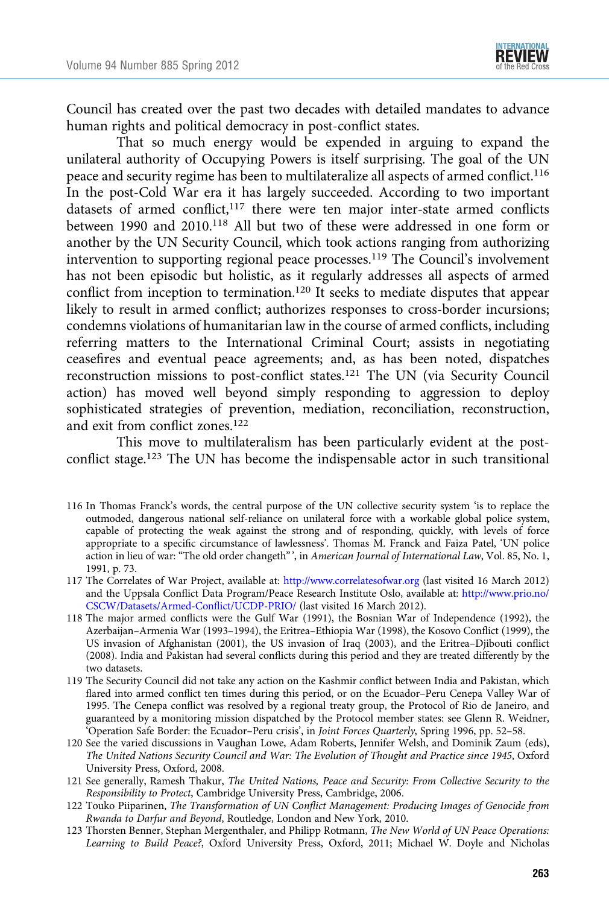Council has created over the past two decades with detailed mandates to advance human rights and political democracy in post-conflict states.

That so much energy would be expended in arguing to expand the unilateral authority of Occupying Powers is itself surprising. The goal of the UN peace and security regime has been to multilateralize all aspects of armed conflict.[116] In the post-Cold War era it has largely succeeded. According to two important datasets of armed conflict,[117] there were ten major inter-state armed conflicts between 1990 and 2010.[118] All but two of these were addressed in one form or another by the UN Security Council, which took actions ranging from authorizing intervention to supporting regional peace processes.[119] The Council's involvement has not been episodic but holistic, as it regularly addresses all aspects of armed conflict from inception to termination.[120] It seeks to mediate disputes that appear likely to result in armed conflict; authorizes responses to cross-border incursions; condemns violations of humanitarian law in the course of armed conflicts, including referring matters to the International Criminal Court; assists in negotiating ceasefires and eventual peace agreements; and, as has been noted, dispatches reconstruction missions to post-conflict states.[121] The UN (via Security Council action) has moved well beyond simply responding to aggression to deploy sophisticated strategies of prevention, mediation, reconciliation, reconstruction, and exit from conflict zones.[122]

This move to multilateralism has been particularly evident at the post-conflict stage.[123] The UN has become the indispensable actor in such transitional

116 In Thomas Franck's words, the central purpose of the UN collective security system 'is to replace the outmoded, dangerous national self-reliance on unilateral force with a workable global police system, capable of protecting the weak against the strong and of responding, quickly, with levels of force appropriate to a specific circumstance of lawlessness'. Thomas M. Franck and Faiza Patel, 'UN police action in lieu of war: "The old order changeth"', in *American Journal of International Law*, Vol. 85, No. 1, 1991, p. 73.

117 The Correlates of War Project, available at: http://www.correlatesofwar.org (last visited 16 March 2012) and the Uppsala Conflict Data Program/Peace Research Institute Oslo, available at: http://www.prio.no/CSCW/Datasets/Armed-Conflict/UCDP-PRIO/ (last visited 16 March 2012).

118 The major armed conflicts were the Gulf War (1991), the Bosnian War of Independence (1992), the Azerbaijan–Armenia War (1993–1994), the Eritrea–Ethiopia War (1998), the Kosovo Conflict (1999), the US invasion of Afghanistan (2001), the US invasion of Iraq (2003), and the Eritrea–Djibouti conflict (2008). India and Pakistan had several conflicts during this period and they are treated differently by the two datasets.

119 The Security Council did not take any action on the Kashmir conflict between India and Pakistan, which flared into armed conflict ten times during this period, or on the Ecuador–Peru Cenepa Valley War of 1995. The Cenepa conflict was resolved by a regional treaty group, the Protocol of Rio de Janeiro, and guaranteed by a monitoring mission dispatched by the Protocol member states: see Glenn R. Weidner, 'Operation Safe Border: the Ecuador–Peru crisis', in *Joint Forces Quarterly*, Spring 1996, pp. 52–58.

120 See the varied discussions in Vaughan Lowe, Adam Roberts, Jennifer Welsh, and Dominik Zaum (eds), *The United Nations Security Council and War: The Evolution of Thought and Practice since 1945*, Oxford University Press, Oxford, 2008.

121 See generally, Ramesh Thakur, *The United Nations, Peace and Security: From Collective Security to the Responsibility to Protect*, Cambridge University Press, Cambridge, 2006.

122 Touko Piiparinen, *The Transformation of UN Conflict Management: Producing Images of Genocide from Rwanda to Darfur and Beyond*, Routledge, London and New York, 2010.

123 Thorsten Benner, Stephan Mergenthaler, and Philipp Rotmann, *The New World of UN Peace Operations: Learning to Build Peace?*, Oxford University Press, Oxford, 2011; Michael W. Doyle and Nicholas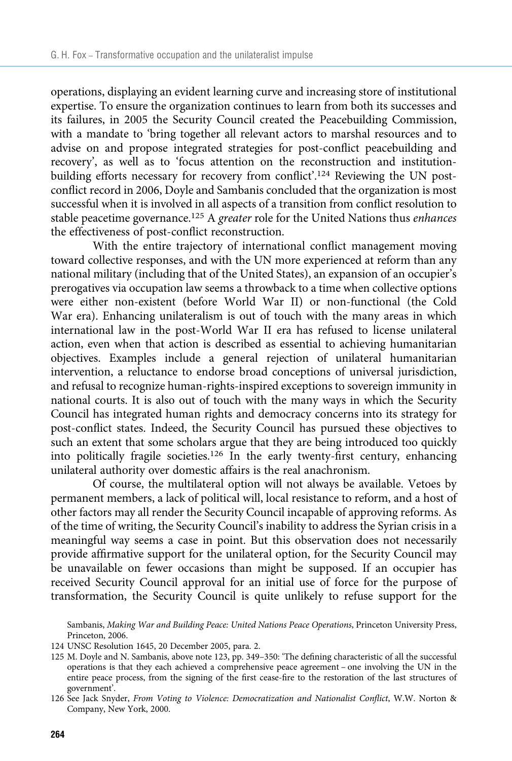operations, displaying an evident learning curve and increasing store of institutional expertise. To ensure the organization continues to learn from both its successes and its failures, in 2005 the Security Council created the Peacebuilding Commission, with a mandate to 'bring together all relevant actors to marshal resources and to advise on and propose integrated strategies for post-conflict peacebuilding and recovery', as well as to 'focus attention on the reconstruction and institution-building efforts necessary for recovery from conflict'.[124] Reviewing the UN post-conflict record in 2006, Doyle and Sambanis concluded that the organization is most successful when it is involved in all aspects of a transition from conflict resolution to stable peacetime governance.[125] A *greater* role for the United Nations thus *enhances* the effectiveness of post-conflict reconstruction.

With the entire trajectory of international conflict management moving toward collective responses, and with the UN more experienced at reform than any national military (including that of the United States), an expansion of an occupier's prerogatives via occupation law seems a throwback to a time when collective options were either non-existent (before World War II) or non-functional (the Cold War era). Enhancing unilateralism is out of touch with the many areas in which international law in the post-World War II era has refused to license unilateral action, even when that action is described as essential to achieving humanitarian objectives. Examples include a general rejection of unilateral humanitarian intervention, a reluctance to endorse broad conceptions of universal jurisdiction, and refusal to recognize human-rights-inspired exceptions to sovereign immunity in national courts. It is also out of touch with the many ways in which the Security Council has integrated human rights and democracy concerns into its strategy for post-conflict states. Indeed, the Security Council has pursued these objectives to such an extent that some scholars argue that they are being introduced too quickly into politically fragile societies.[126] In the early twenty-first century, enhancing unilateral authority over domestic affairs is the real anachronism.

Of course, the multilateral option will not always be available. Vetoes by permanent members, a lack of political will, local resistance to reform, and a host of other factors may all render the Security Council incapable of approving reforms. As of the time of writing, the Security Council's inability to address the Syrian crisis in a meaningful way seems a case in point. But this observation does not necessarily provide affirmative support for the unilateral option, for the Security Council may be unavailable on fewer occasions than might be supposed. If an occupier has received Security Council approval for an initial use of force for the purpose of transformation, the Security Council is quite unlikely to refuse support for the

Sambanis, *Making War and Building Peace: United Nations Peace Operations*, Princeton University Press, Princeton, 2006.

124 UNSC Resolution 1645, 20 December 2005, para. 2.

125 M. Doyle and N. Sambanis, above note 123, pp. 349–350: 'The defining characteristic of all the successful operations is that they each achieved a comprehensive peace agreement – one involving the UN in the entire peace process, from the signing of the first cease-fire to the restoration of the last structures of government'.

126 See Jack Snyder, *From Voting to Violence: Democratization and Nationalist Conflict*, W.W. Norton & Company, New York, 2000.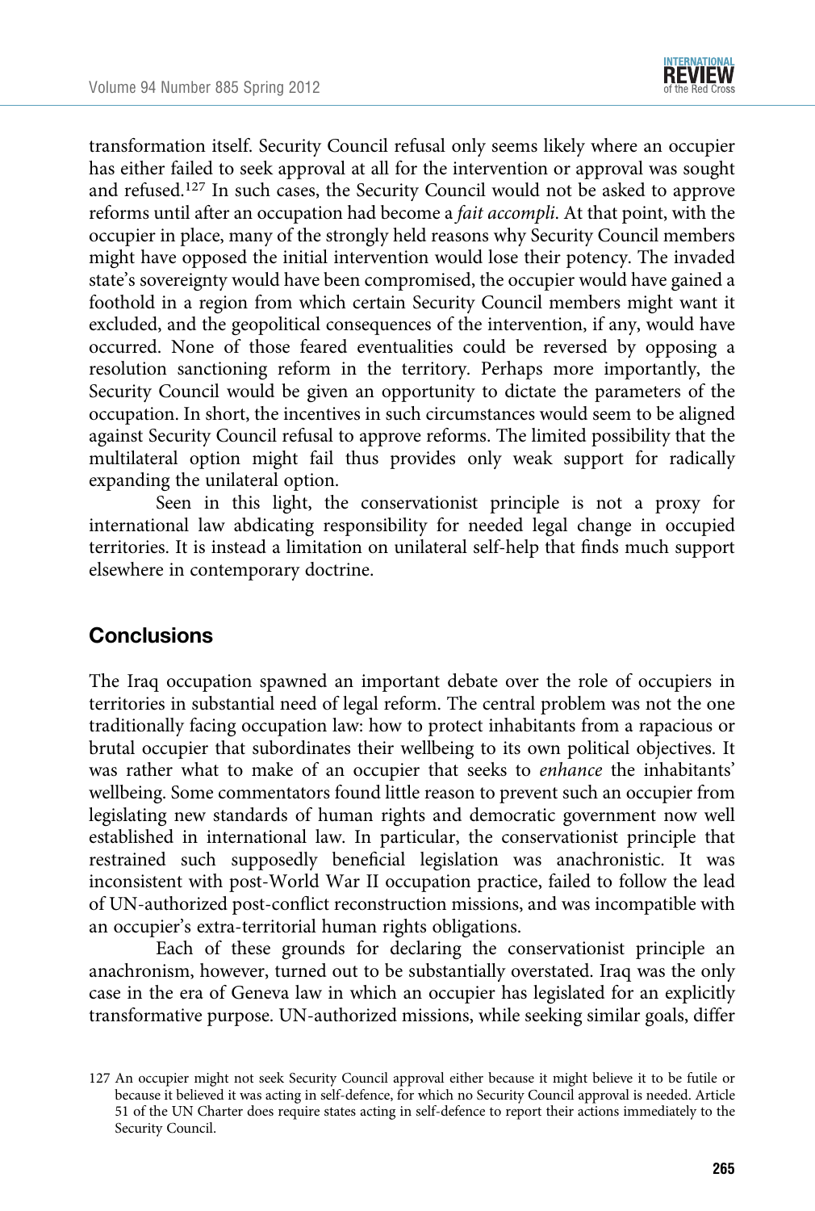transformation itself. Security Council refusal only seems likely where an occupier has either failed to seek approval at all for the intervention or approval was sought and refused.[127] In such cases, the Security Council would not be asked to approve reforms until after an occupation had become a *fait accompli*. At that point, with the occupier in place, many of the strongly held reasons why Security Council members might have opposed the initial intervention would lose their potency. The invaded state's sovereignty would have been compromised, the occupier would have gained a foothold in a region from which certain Security Council members might want it excluded, and the geopolitical consequences of the intervention, if any, would have occurred. None of those feared eventualities could be reversed by opposing a resolution sanctioning reform in the territory. Perhaps more importantly, the Security Council would be given an opportunity to dictate the parameters of the occupation. In short, the incentives in such circumstances would seem to be aligned against Security Council refusal to approve reforms. The limited possibility that the multilateral option might fail thus provides only weak support for radically expanding the unilateral option.

Seen in this light, the conservationist principle is not a proxy for international law abdicating responsibility for needed legal change in occupied territories. It is instead a limitation on unilateral self-help that finds much support elsewhere in contemporary doctrine.

## Conclusions

The Iraq occupation spawned an important debate over the role of occupiers in territories in substantial need of legal reform. The central problem was not the one traditionally facing occupation law: how to protect inhabitants from a rapacious or brutal occupier that subordinates their wellbeing to its own political objectives. It was rather what to make of an occupier that seeks to *enhance* the inhabitants' wellbeing. Some commentators found little reason to prevent such an occupier from legislating new standards of human rights and democratic government now well established in international law. In particular, the conservationist principle that restrained such supposedly beneficial legislation was anachronistic. It was inconsistent with post-World War II occupation practice, failed to follow the lead of UN-authorized post-conflict reconstruction missions, and was incompatible with an occupier's extra-territorial human rights obligations.

Each of these grounds for declaring the conservationist principle an anachronism, however, turned out to be substantially overstated. Iraq was the only case in the era of Geneva law in which an occupier has legislated for an explicitly transformative purpose. UN-authorized missions, while seeking similar goals, differ

127 An occupier might not seek Security Council approval either because it might believe it to be futile or because it believed it was acting in self-defence, for which no Security Council approval is needed. Article 51 of the UN Charter does require states acting in self-defence to report their actions immediately to the Security Council.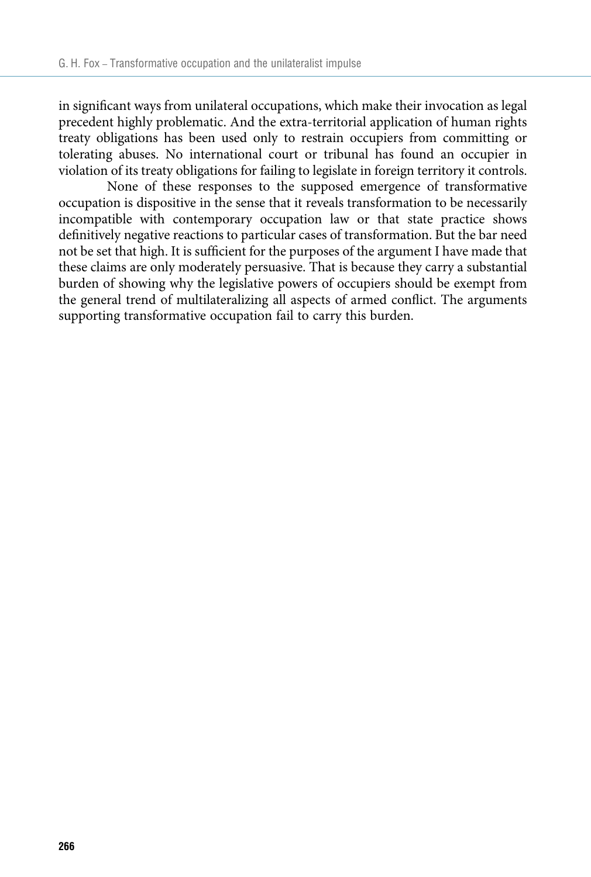in significant ways from unilateral occupations, which make their invocation as legal precedent highly problematic. And the extra-territorial application of human rights treaty obligations has been used only to restrain occupiers from committing or tolerating abuses. No international court or tribunal has found an occupier in violation of its treaty obligations for failing to legislate in foreign territory it controls.

None of these responses to the supposed emergence of transformative occupation is dispositive in the sense that it reveals transformation to be necessarily incompatible with contemporary occupation law or that state practice shows definitively negative reactions to particular cases of transformation. But the bar need not be set that high. It is sufficient for the purposes of the argument I have made that these claims are only moderately persuasive. That is because they carry a substantial burden of showing why the legislative powers of occupiers should be exempt from the general trend of multilateralizing all aspects of armed conflict. The arguments supporting transformative occupation fail to carry this burden.